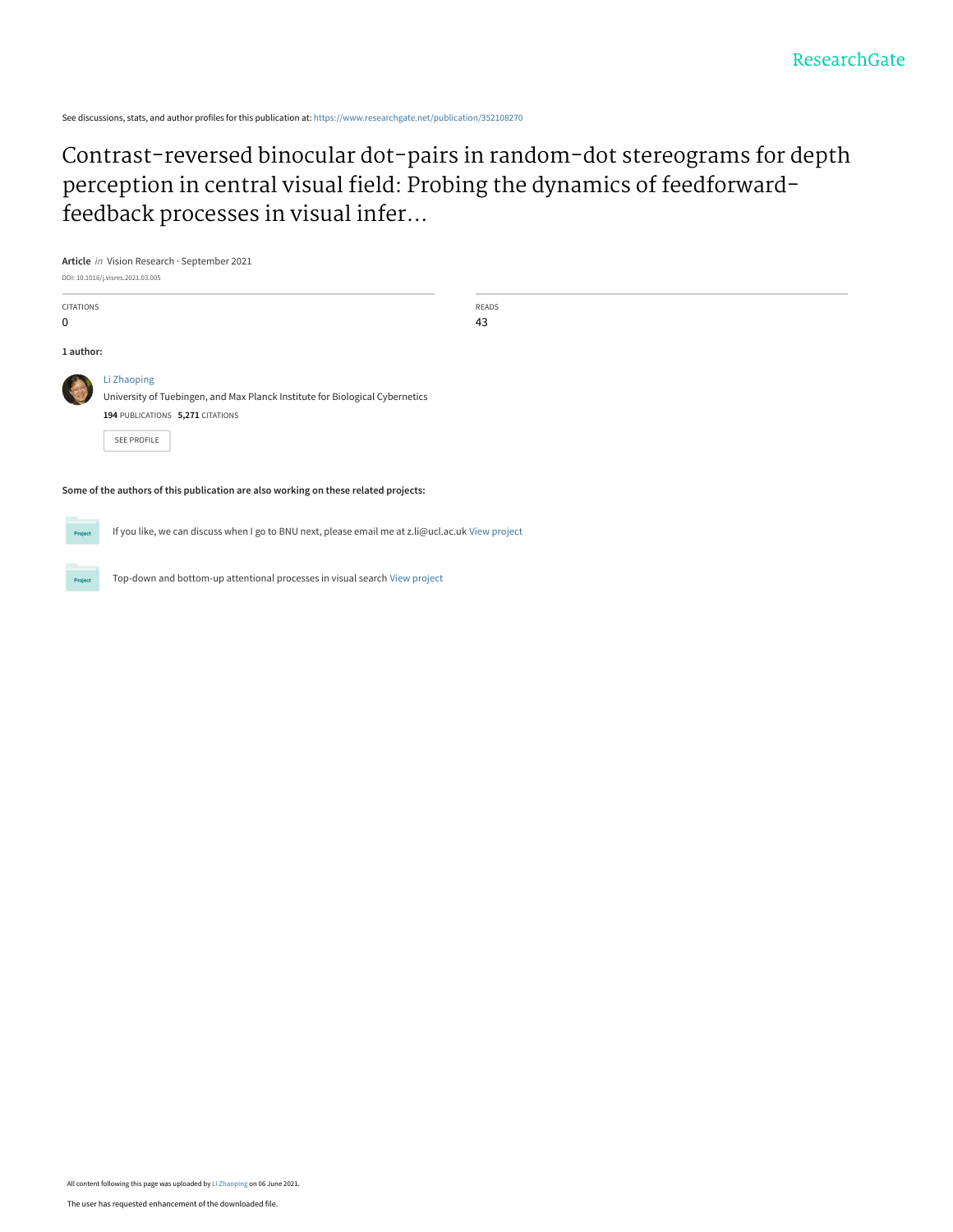ResearchGate

See discussions, stats, and author profiles for this publication at: https://www.researchgate.net/publication/352108270

# Contrast-reversed binocular dot-pairs in random-dot stereograms for depth perception in central visual field: Probing the dynamics of feedforward-feedback processes in visual infer...

**Article** *in* Vision Research · September 2021

DOI: 10.1016/j.visres.2021.03.005

| CITATIONS | READS |
| --- | --- |
| 0 | 43 |

**1 author:**

Li Zhaoping
University of Tuebingen, and Max Planck Institute for Biological Cybernetics
**194** PUBLICATIONS **5,271** CITATIONS

SEE PROFILE

**Some of the authors of this publication are also working on these related projects:**

Project: If you like, we can discuss when I go to BNU next, please email me at z.li@ucl.ac.uk View project

Project: Top-down and bottom-up attentional processes in visual search View project

All content following this page was uploaded by Li Zhaoping on 06 June 2021.

The user has requested enhancement of the downloaded file.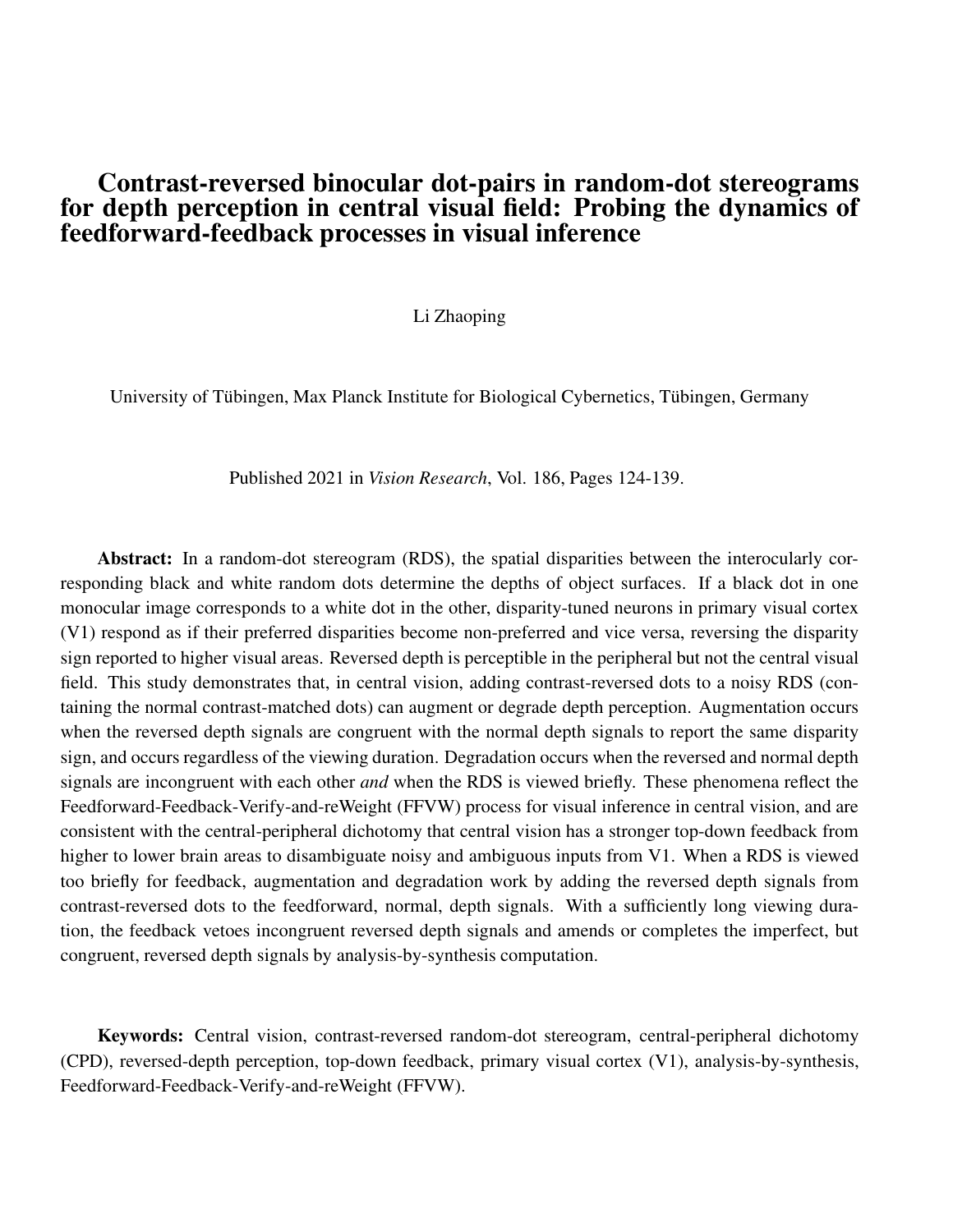# Contrast-reversed binocular dot-pairs in random-dot stereograms for depth perception in central visual field: Probing the dynamics of feedforward-feedback processes in visual inference

Li Zhaoping

University of Tübingen, Max Planck Institute for Biological Cybernetics, Tübingen, Germany

Published 2021 in *Vision Research*, Vol. 186, Pages 124-139.

**Abstract:** In a random-dot stereogram (RDS), the spatial disparities between the interocularly corresponding black and white random dots determine the depths of object surfaces. If a black dot in one monocular image corresponds to a white dot in the other, disparity-tuned neurons in primary visual cortex (V1) respond as if their preferred disparities become non-preferred and vice versa, reversing the disparity sign reported to higher visual areas. Reversed depth is perceptible in the peripheral but not the central visual field. This study demonstrates that, in central vision, adding contrast-reversed dots to a noisy RDS (containing the normal contrast-matched dots) can augment or degrade depth perception. Augmentation occurs when the reversed depth signals are congruent with the normal depth signals to report the same disparity sign, and occurs regardless of the viewing duration. Degradation occurs when the reversed and normal depth signals are incongruent with each other *and* when the RDS is viewed briefly. These phenomena reflect the Feedforward-Feedback-Verify-and-reWeight (FFVW) process for visual inference in central vision, and are consistent with the central-peripheral dichotomy that central vision has a stronger top-down feedback from higher to lower brain areas to disambiguate noisy and ambiguous inputs from V1. When a RDS is viewed too briefly for feedback, augmentation and degradation work by adding the reversed depth signals from contrast-reversed dots to the feedforward, normal, depth signals. With a sufficiently long viewing duration, the feedback vetoes incongruent reversed depth signals and amends or completes the imperfect, but congruent, reversed depth signals by analysis-by-synthesis computation.

**Keywords:** Central vision, contrast-reversed random-dot stereogram, central-peripheral dichotomy (CPD), reversed-depth perception, top-down feedback, primary visual cortex (V1), analysis-by-synthesis, Feedforward-Feedback-Verify-and-reWeight (FFVW).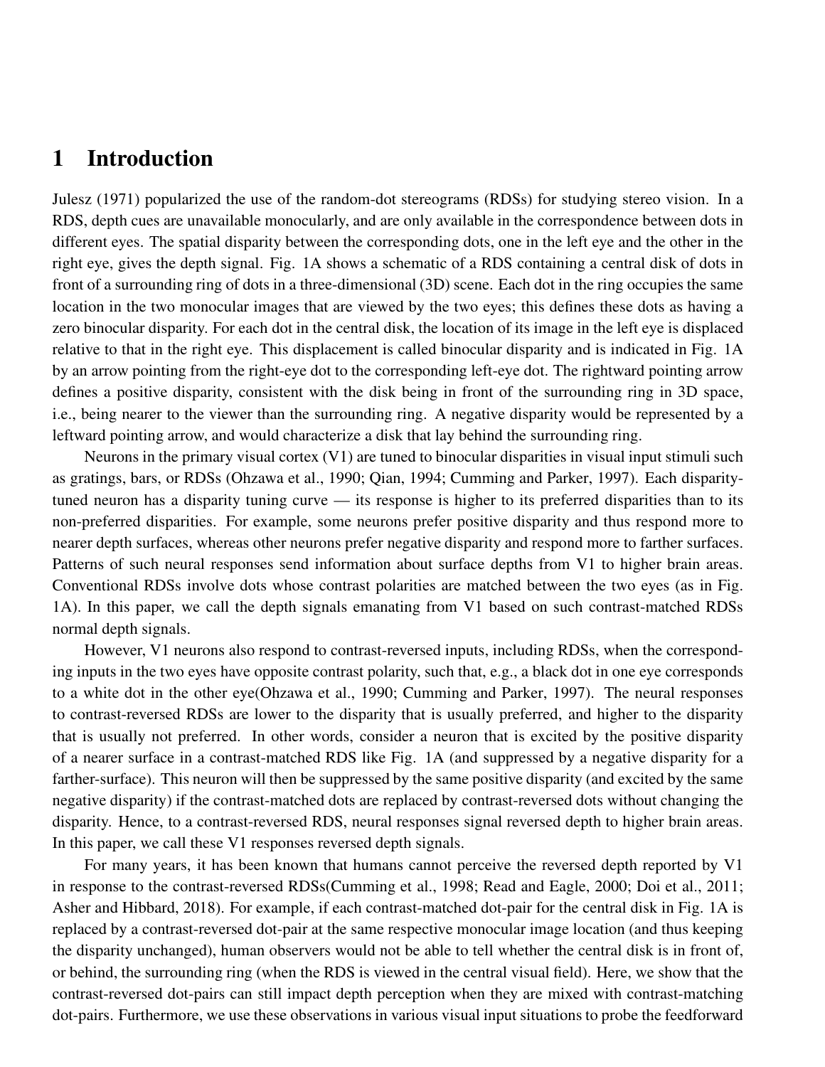# 1 Introduction

Julesz (1971) popularized the use of the random-dot stereograms (RDSs) for studying stereo vision. In a RDS, depth cues are unavailable monocularly, and are only available in the correspondence between dots in different eyes. The spatial disparity between the corresponding dots, one in the left eye and the other in the right eye, gives the depth signal. Fig. 1A shows a schematic of a RDS containing a central disk of dots in front of a surrounding ring of dots in a three-dimensional (3D) scene. Each dot in the ring occupies the same location in the two monocular images that are viewed by the two eyes; this defines these dots as having a zero binocular disparity. For each dot in the central disk, the location of its image in the left eye is displaced relative to that in the right eye. This displacement is called binocular disparity and is indicated in Fig. 1A by an arrow pointing from the right-eye dot to the corresponding left-eye dot. The rightward pointing arrow defines a positive disparity, consistent with the disk being in front of the surrounding ring in 3D space, i.e., being nearer to the viewer than the surrounding ring. A negative disparity would be represented by a leftward pointing arrow, and would characterize a disk that lay behind the surrounding ring.

Neurons in the primary visual cortex (V1) are tuned to binocular disparities in visual input stimuli such as gratings, bars, or RDSs (Ohzawa et al., 1990; Qian, 1994; Cumming and Parker, 1997). Each disparity-tuned neuron has a disparity tuning curve — its response is higher to its preferred disparities than to its non-preferred disparities. For example, some neurons prefer positive disparity and thus respond more to nearer depth surfaces, whereas other neurons prefer negative disparity and respond more to farther surfaces. Patterns of such neural responses send information about surface depths from V1 to higher brain areas. Conventional RDSs involve dots whose contrast polarities are matched between the two eyes (as in Fig. 1A). In this paper, we call the depth signals emanating from V1 based on such contrast-matched RDSs normal depth signals.

However, V1 neurons also respond to contrast-reversed inputs, including RDSs, when the corresponding inputs in the two eyes have opposite contrast polarity, such that, e.g., a black dot in one eye corresponds to a white dot in the other eye(Ohzawa et al., 1990; Cumming and Parker, 1997). The neural responses to contrast-reversed RDSs are lower to the disparity that is usually preferred, and higher to the disparity that is usually not preferred. In other words, consider a neuron that is excited by the positive disparity of a nearer surface in a contrast-matched RDS like Fig. 1A (and suppressed by a negative disparity for a farther-surface). This neuron will then be suppressed by the same positive disparity (and excited by the same negative disparity) if the contrast-matched dots are replaced by contrast-reversed dots without changing the disparity. Hence, to a contrast-reversed RDS, neural responses signal reversed depth to higher brain areas. In this paper, we call these V1 responses reversed depth signals.

For many years, it has been known that humans cannot perceive the reversed depth reported by V1 in response to the contrast-reversed RDSs(Cumming et al., 1998; Read and Eagle, 2000; Doi et al., 2011; Asher and Hibbard, 2018). For example, if each contrast-matched dot-pair for the central disk in Fig. 1A is replaced by a contrast-reversed dot-pair at the same respective monocular image location (and thus keeping the disparity unchanged), human observers would not be able to tell whether the central disk is in front of, or behind, the surrounding ring (when the RDS is viewed in the central visual field). Here, we show that the contrast-reversed dot-pairs can still impact depth perception when they are mixed with contrast-matching dot-pairs. Furthermore, we use these observations in various visual input situations to probe the feedforward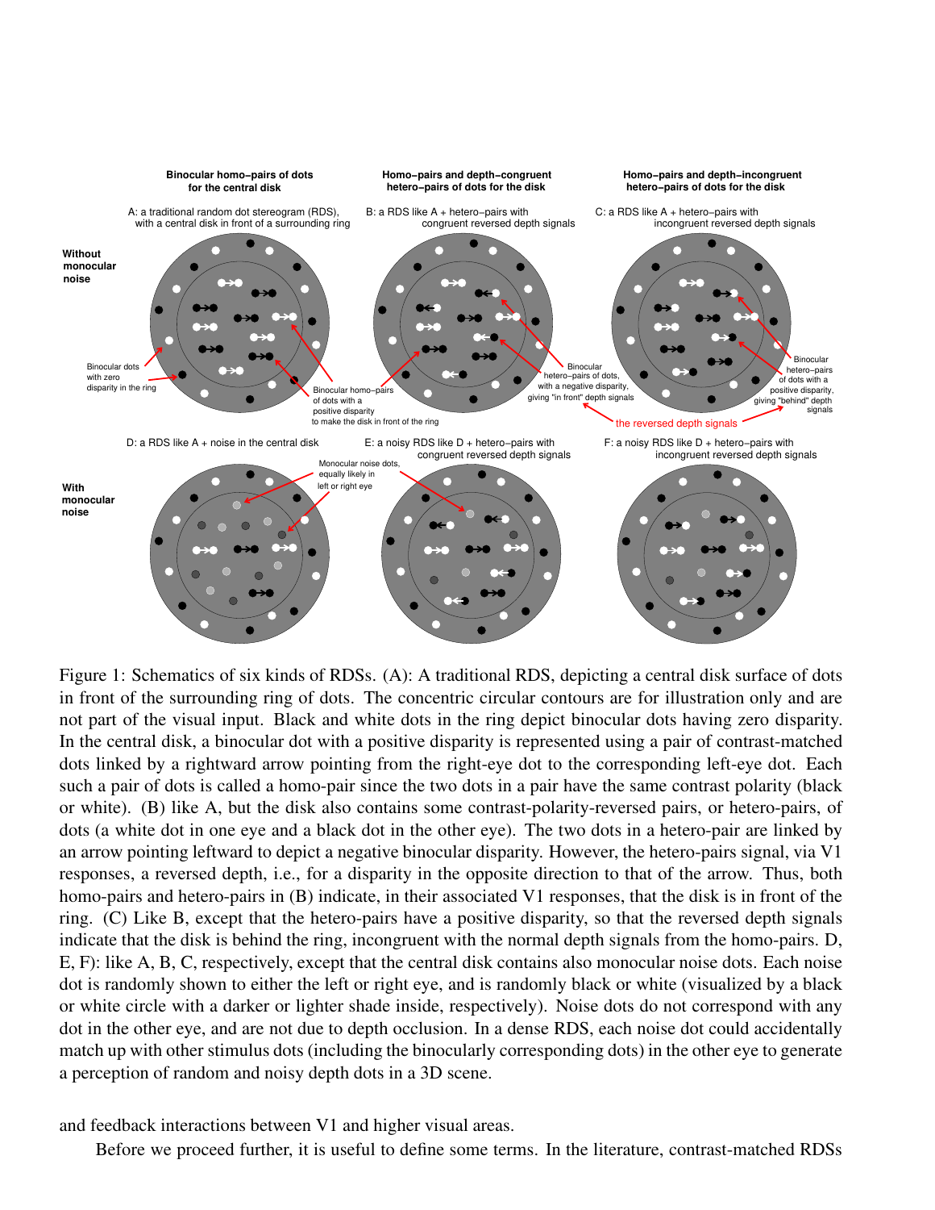Figure 1: Schematics of six kinds of RDSs. (A): A traditional RDS, depicting a central disk surface of dots in front of the surrounding ring of dots. The concentric circular contours are for illustration only and are not part of the visual input. Black and white dots in the ring depict binocular dots having zero disparity. In the central disk, a binocular dot with a positive disparity is represented using a pair of contrast-matched dots linked by a rightward arrow pointing from the right-eye dot to the corresponding left-eye dot. Each such a pair of dots is called a homo-pair since the two dots in a pair have the same contrast polarity (black or white). (B) like A, but the disk also contains some contrast-polarity-reversed pairs, or hetero-pairs, of dots (a white dot in one eye and a black dot in the other eye). The two dots in a hetero-pair are linked by an arrow pointing leftward to depict a negative binocular disparity. However, the hetero-pairs signal, via V1 responses, a reversed depth, i.e., for a disparity in the opposite direction to that of the arrow. Thus, both homo-pairs and hetero-pairs in (B) indicate, in their associated V1 responses, that the disk is in front of the ring. (C) Like B, except that the hetero-pairs have a positive disparity, so that the reversed depth signals indicate that the disk is behind the ring, incongruent with the normal depth signals from the homo-pairs. D, E, F): like A, B, C, respectively, except that the central disk contains also monocular noise dots. Each noise dot is randomly shown to either the left or right eye, and is randomly black or white (visualized by a black or white circle with a darker or lighter shade inside, respectively). Noise dots do not correspond with any dot in the other eye, and are not due to depth occlusion. In a dense RDS, each noise dot could accidentally match up with other stimulus dots (including the binocularly corresponding dots) in the other eye to generate a perception of random and noisy depth dots in a 3D scene.

and feedback interactions between V1 and higher visual areas.

Before we proceed further, it is useful to define some terms. In the literature, contrast-matched RDSs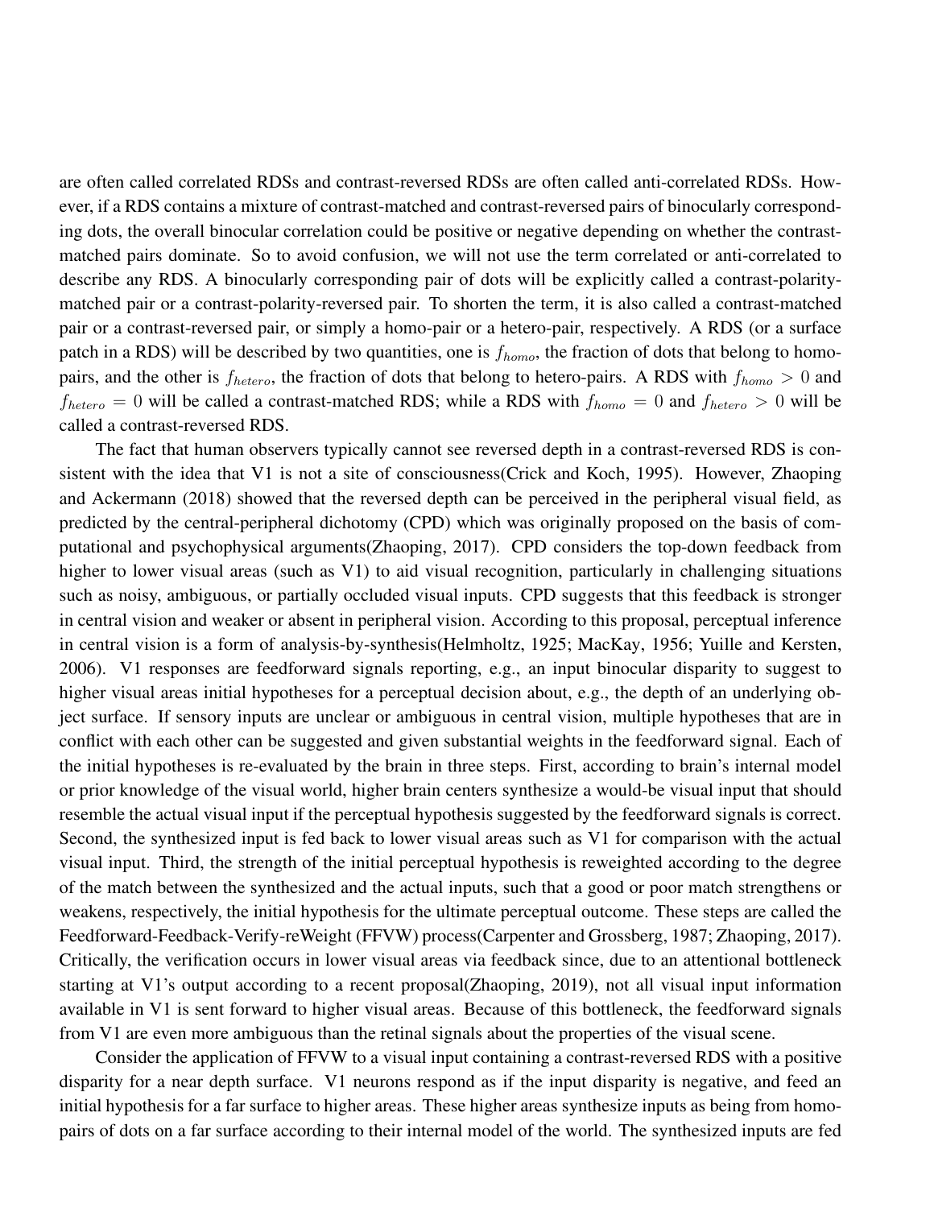are often called correlated RDSs and contrast-reversed RDSs are often called anti-correlated RDSs. However, if a RDS contains a mixture of contrast-matched and contrast-reversed pairs of binocularly corresponding dots, the overall binocular correlation could be positive or negative depending on whether the contrast-matched pairs dominate. So to avoid confusion, we will not use the term correlated or anti-correlated to describe any RDS. A binocularly corresponding pair of dots will be explicitly called a contrast-polarity-matched pair or a contrast-polarity-reversed pair. To shorten the term, it is also called a contrast-matched pair or a contrast-reversed pair, or simply a homo-pair or a hetero-pair, respectively. A RDS (or a surface patch in a RDS) will be described by two quantities, one is $f_{homo}$, the fraction of dots that belong to homo-pairs, and the other is $f_{hetero}$, the fraction of dots that belong to hetero-pairs. A RDS with $f_{homo} > 0$ and $f_{hetero} = 0$ will be called a contrast-matched RDS; while a RDS with $f_{homo} = 0$ and $f_{hetero} > 0$ will be called a contrast-reversed RDS.

The fact that human observers typically cannot see reversed depth in a contrast-reversed RDS is consistent with the idea that V1 is not a site of consciousness(Crick and Koch, 1995). However, Zhaoping and Ackermann (2018) showed that the reversed depth can be perceived in the peripheral visual field, as predicted by the central-peripheral dichotomy (CPD) which was originally proposed on the basis of computational and psychophysical arguments(Zhaoping, 2017). CPD considers the top-down feedback from higher to lower visual areas (such as V1) to aid visual recognition, particularly in challenging situations such as noisy, ambiguous, or partially occluded visual inputs. CPD suggests that this feedback is stronger in central vision and weaker or absent in peripheral vision. According to this proposal, perceptual inference in central vision is a form of analysis-by-synthesis(Helmholtz, 1925; MacKay, 1956; Yuille and Kersten, 2006). V1 responses are feedforward signals reporting, e.g., an input binocular disparity to suggest to higher visual areas initial hypotheses for a perceptual decision about, e.g., the depth of an underlying object surface. If sensory inputs are unclear or ambiguous in central vision, multiple hypotheses that are in conflict with each other can be suggested and given substantial weights in the feedforward signal. Each of the initial hypotheses is re-evaluated by the brain in three steps. First, according to brain's internal model or prior knowledge of the visual world, higher brain centers synthesize a would-be visual input that should resemble the actual visual input if the perceptual hypothesis suggested by the feedforward signals is correct. Second, the synthesized input is fed back to lower visual areas such as V1 for comparison with the actual visual input. Third, the strength of the initial perceptual hypothesis is reweighted according to the degree of the match between the synthesized and the actual inputs, such that a good or poor match strengthens or weakens, respectively, the initial hypothesis for the ultimate perceptual outcome. These steps are called the Feedforward-Feedback-Verify-reWeight (FFVW) process(Carpenter and Grossberg, 1987; Zhaoping, 2017). Critically, the verification occurs in lower visual areas via feedback since, due to an attentional bottleneck starting at V1's output according to a recent proposal(Zhaoping, 2019), not all visual input information available in V1 is sent forward to higher visual areas. Because of this bottleneck, the feedforward signals from V1 are even more ambiguous than the retinal signals about the properties of the visual scene.

Consider the application of FFVW to a visual input containing a contrast-reversed RDS with a positive disparity for a near depth surface. V1 neurons respond as if the input disparity is negative, and feed an initial hypothesis for a far surface to higher areas. These higher areas synthesize inputs as being from homo-pairs of dots on a far surface according to their internal model of the world. The synthesized inputs are fed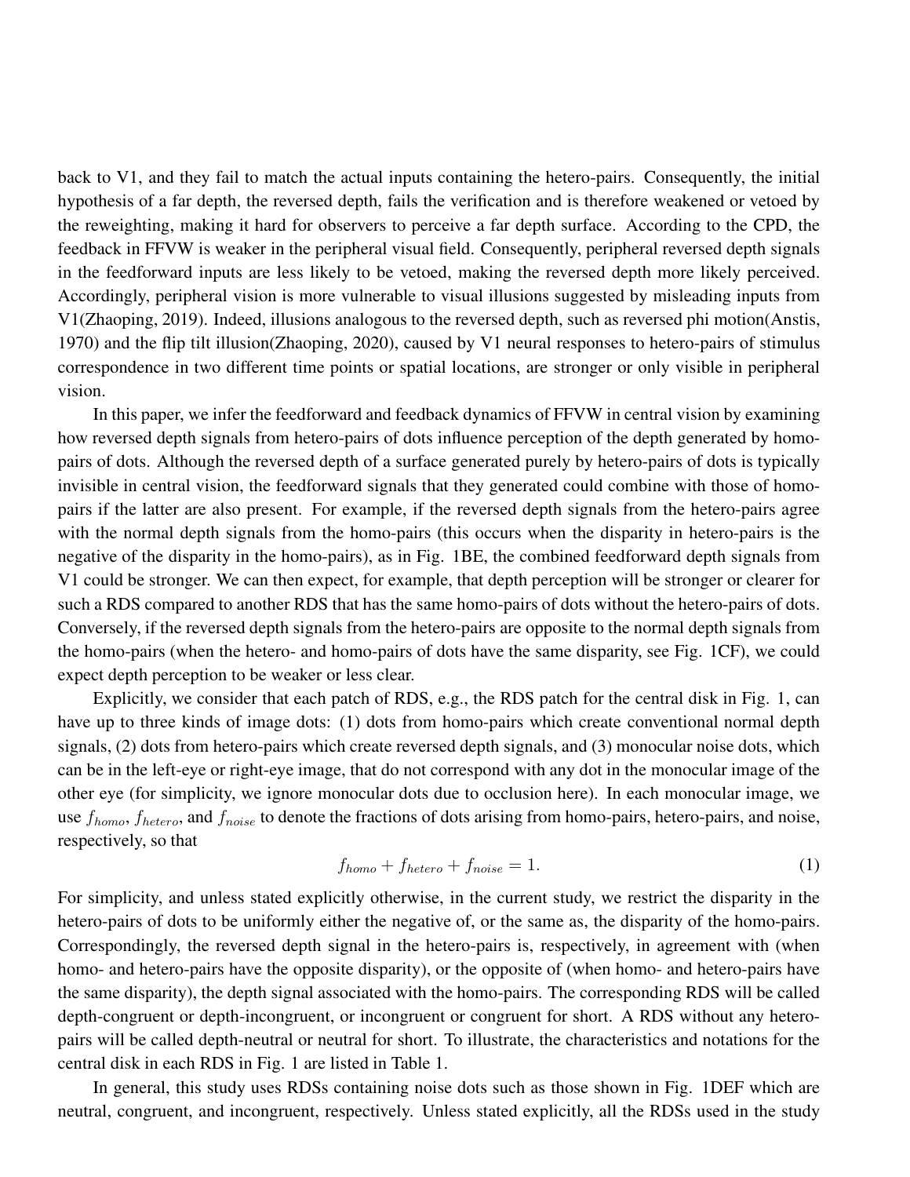back to V1, and they fail to match the actual inputs containing the hetero-pairs. Consequently, the initial hypothesis of a far depth, the reversed depth, fails the verification and is therefore weakened or vetoed by the reweighting, making it hard for observers to perceive a far depth surface. According to the CPD, the feedback in FFVW is weaker in the peripheral visual field. Consequently, peripheral reversed depth signals in the feedforward inputs are less likely to be vetoed, making the reversed depth more likely perceived. Accordingly, peripheral vision is more vulnerable to visual illusions suggested by misleading inputs from V1(Zhaoping, 2019). Indeed, illusions analogous to the reversed depth, such as reversed phi motion(Anstis, 1970) and the flip tilt illusion(Zhaoping, 2020), caused by V1 neural responses to hetero-pairs of stimulus correspondence in two different time points or spatial locations, are stronger or only visible in peripheral vision.

In this paper, we infer the feedforward and feedback dynamics of FFVW in central vision by examining how reversed depth signals from hetero-pairs of dots influence perception of the depth generated by homo-pairs of dots. Although the reversed depth of a surface generated purely by hetero-pairs of dots is typically invisible in central vision, the feedforward signals that they generated could combine with those of homo-pairs if the latter are also present. For example, if the reversed depth signals from the hetero-pairs agree with the normal depth signals from the homo-pairs (this occurs when the disparity in hetero-pairs is the negative of the disparity in the homo-pairs), as in Fig. 1BE, the combined feedforward depth signals from V1 could be stronger. We can then expect, for example, that depth perception will be stronger or clearer for such a RDS compared to another RDS that has the same homo-pairs of dots without the hetero-pairs of dots. Conversely, if the reversed depth signals from the hetero-pairs are opposite to the normal depth signals from the homo-pairs (when the hetero- and homo-pairs of dots have the same disparity, see Fig. 1CF), we could expect depth perception to be weaker or less clear.

Explicitly, we consider that each patch of RDS, e.g., the RDS patch for the central disk in Fig. 1, can have up to three kinds of image dots: (1) dots from homo-pairs which create conventional normal depth signals, (2) dots from hetero-pairs which create reversed depth signals, and (3) monocular noise dots, which can be in the left-eye or right-eye image, that do not correspond with any dot in the monocular image of the other eye (for simplicity, we ignore monocular dots due to occlusion here). In each monocular image, we use $f_{homo}$, $f_{hetero}$, and $f_{noise}$ to denote the fractions of dots arising from homo-pairs, hetero-pairs, and noise, respectively, so that

$$f_{homo} + f_{hetero} + f_{noise} = 1. \tag{1}$$

For simplicity, and unless stated explicitly otherwise, in the current study, we restrict the disparity in the hetero-pairs of dots to be uniformly either the negative of, or the same as, the disparity of the homo-pairs. Correspondingly, the reversed depth signal in the hetero-pairs is, respectively, in agreement with (when homo- and hetero-pairs have the opposite disparity), or the opposite of (when homo- and hetero-pairs have the same disparity), the depth signal associated with the homo-pairs. The corresponding RDS will be called depth-congruent or depth-incongruent, or incongruent or congruent for short. A RDS without any hetero-pairs will be called depth-neutral or neutral for short. To illustrate, the characteristics and notations for the central disk in each RDS in Fig. 1 are listed in Table 1.

In general, this study uses RDSs containing noise dots such as those shown in Fig. 1DEF which are neutral, congruent, and incongruent, respectively. Unless stated explicitly, all the RDSs used in the study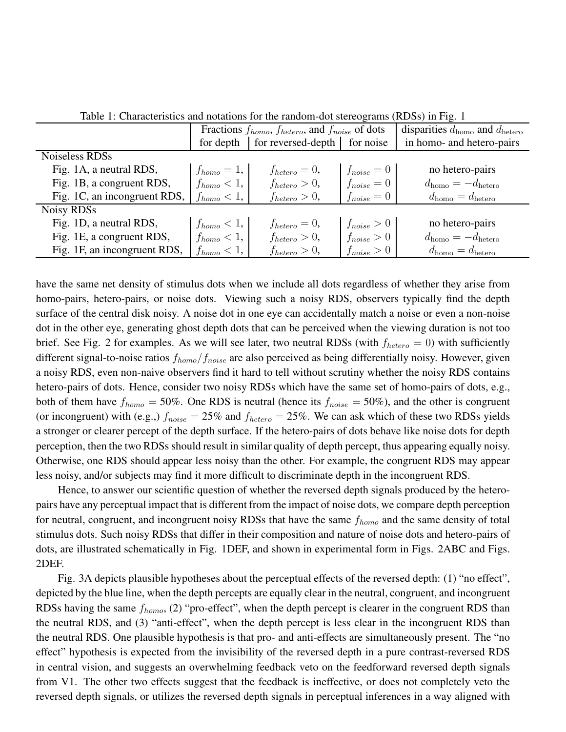Table 1: Characteristics and notations for the random-dot stereograms (RDSs) in Fig. 1

| | Fractions $f_{homo}$, $f_{hetero}$, and $f_{noise}$ of dots | | | disparities $d_{\rm homo}$ and $d_{\rm hetero}$ |
|---|---|---|---|---|
| | for depth | for reversed-depth | for noise | in homo- and hetero-pairs |
| Noiseless RDSs | | | | |
| Fig. 1A, a neutral RDS, | $f_{homo} = 1$, | $f_{hetero} = 0$, | $f_{noise} = 0$ | no hetero-pairs |
| Fig. 1B, a congruent RDS, | $f_{homo} < 1$, | $f_{hetero} > 0$, | $f_{noise} = 0$ | $d_{\rm homo} = -d_{\rm hetero}$ |
| Fig. 1C, an incongruent RDS, | $f_{homo} < 1$, | $f_{hetero} > 0$, | $f_{noise} = 0$ | $d_{\rm homo} = d_{\rm hetero}$ |
| Noisy RDSs | | | | |
| Fig. 1D, a neutral RDS, | $f_{homo} < 1$, | $f_{hetero} = 0$, | $f_{noise} > 0$ | no hetero-pairs |
| Fig. 1E, a congruent RDS, | $f_{homo} < 1$, | $f_{hetero} > 0$, | $f_{noise} > 0$ | $d_{\rm homo} = -d_{\rm hetero}$ |
| Fig. 1F, an incongruent RDS, | $f_{homo} < 1$, | $f_{hetero} > 0$, | $f_{noise} > 0$ | $d_{\rm homo} = d_{\rm hetero}$ |

have the same net density of stimulus dots when we include all dots regardless of whether they arise from homo-pairs, hetero-pairs, or noise dots. Viewing such a noisy RDS, observers typically find the depth surface of the central disk noisy. A noise dot in one eye can accidentally match a noise or even a non-noise dot in the other eye, generating ghost depth dots that can be perceived when the viewing duration is not too brief. See Fig. 2 for examples. As we will see later, two neutral RDSs (with $f_{hetero} = 0$) with sufficiently different signal-to-noise ratios $f_{homo}/f_{noise}$ are also perceived as being differentially noisy. However, given a noisy RDS, even non-naive observers find it hard to tell without scrutiny whether the noisy RDS contains hetero-pairs of dots. Hence, consider two noisy RDSs which have the same set of homo-pairs of dots, e.g., both of them have $f_{homo} = 50\%$. One RDS is neutral (hence its $f_{noise} = 50\%$), and the other is congruent (or incongruent) with (e.g.,) $f_{noise} = 25\%$ and $f_{hetero} = 25\%$. We can ask which of these two RDSs yields a stronger or clearer percept of the depth surface. If the hetero-pairs of dots behave like noise dots for depth perception, then the two RDSs should result in similar quality of depth percept, thus appearing equally noisy. Otherwise, one RDS should appear less noisy than the other. For example, the congruent RDS may appear less noisy, and/or subjects may find it more difficult to discriminate depth in the incongruent RDS.

Hence, to answer our scientific question of whether the reversed depth signals produced by the hetero-pairs have any perceptual impact that is different from the impact of noise dots, we compare depth perception for neutral, congruent, and incongruent noisy RDSs that have the same $f_{homo}$ and the same density of total stimulus dots. Such noisy RDSs that differ in their composition and nature of noise dots and hetero-pairs of dots, are illustrated schematically in Fig. 1DEF, and shown in experimental form in Figs. 2ABC and Figs. 2DEF.

Fig. 3A depicts plausible hypotheses about the perceptual effects of the reversed depth: (1) "no effect", depicted by the blue line, when the depth percepts are equally clear in the neutral, congruent, and incongruent RDSs having the same $f_{homo}$, (2) "pro-effect", when the depth percept is clearer in the congruent RDS than the neutral RDS, and (3) "anti-effect", when the depth percept is less clear in the incongruent RDS than the neutral RDS. One plausible hypothesis is that pro- and anti-effects are simultaneously present. The "no effect" hypothesis is expected from the invisibility of the reversed depth in a pure contrast-reversed RDS in central vision, and suggests an overwhelming feedback veto on the feedforward reversed depth signals from V1. The other two effects suggest that the feedback is ineffective, or does not completely veto the reversed depth signals, or utilizes the reversed depth signals in perceptual inferences in a way aligned with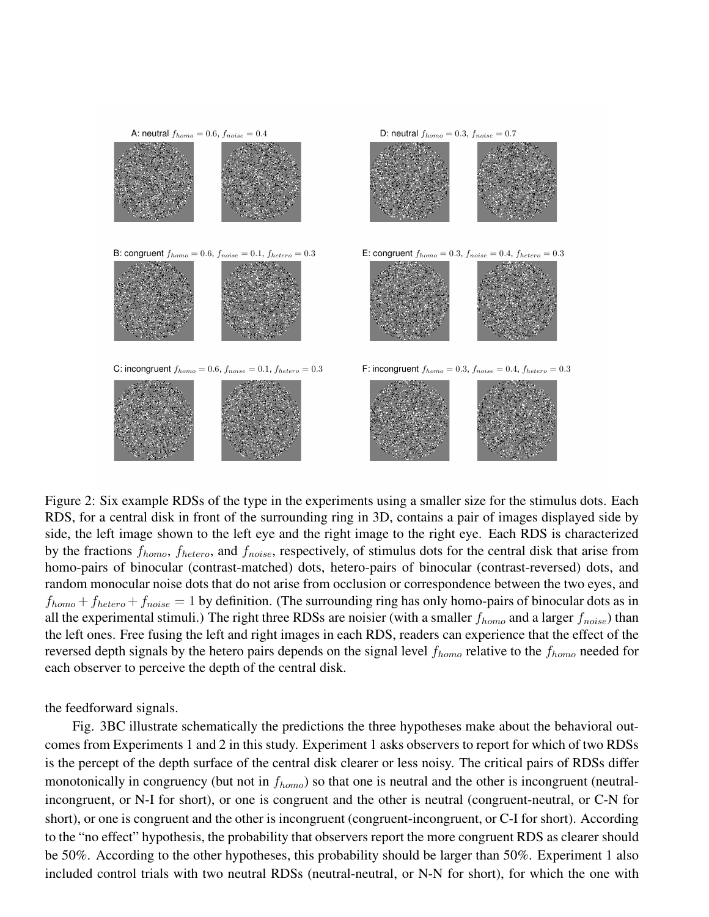A: neutral $f_{homo} = 0.6$, $f_{noise} = 0.4$

D: neutral $f_{homo} = 0.3$, $f_{noise} = 0.7$

B: congruent $f_{homo} = 0.6$, $f_{noise} = 0.1$, $f_{hetero} = 0.3$

E: congruent $f_{homo} = 0.3$, $f_{noise} = 0.4$, $f_{hetero} = 0.3$

C: incongruent $f_{homo} = 0.6$, $f_{noise} = 0.1$, $f_{hetero} = 0.3$

F: incongruent $f_{homo} = 0.3$, $f_{noise} = 0.4$, $f_{hetero} = 0.3$

Figure 2: Six example RDSs of the type in the experiments using a smaller size for the stimulus dots. Each RDS, for a central disk in front of the surrounding ring in 3D, contains a pair of images displayed side by side, the left image shown to the left eye and the right image to the right eye. Each RDS is characterized by the fractions $f_{homo}$, $f_{hetero}$, and $f_{noise}$, respectively, of stimulus dots for the central disk that arise from homo-pairs of binocular (contrast-matched) dots, hetero-pairs of binocular (contrast-reversed) dots, and random monocular noise dots that do not arise from occlusion or correspondence between the two eyes, and $f_{homo} + f_{hetero} + f_{noise} = 1$ by definition. (The surrounding ring has only homo-pairs of binocular dots as in all the experimental stimuli.) The right three RDSs are noisier (with a smaller $f_{homo}$ and a larger $f_{noise}$) than the left ones. Free fusing the left and right images in each RDS, readers can experience that the effect of the reversed depth signals by the hetero pairs depends on the signal level $f_{homo}$ relative to the $f_{homo}$ needed for each observer to perceive the depth of the central disk.

the feedforward signals.

Fig. 3BC illustrate schematically the predictions the three hypotheses make about the behavioral outcomes from Experiments 1 and 2 in this study. Experiment 1 asks observers to report for which of two RDSs is the percept of the depth surface of the central disk clearer or less noisy. The critical pairs of RDSs differ monotonically in congruency (but not in $f_{homo}$) so that one is neutral and the other is incongruent (neutral-incongruent, or N-I for short), or one is congruent and the other is neutral (congruent-neutral, or C-N for short), or one is congruent and the other is incongruent (congruent-incongruent, or C-I for short). According to the "no effect" hypothesis, the probability that observers report the more congruent RDS as clearer should be 50%. According to the other hypotheses, this probability should be larger than 50%. Experiment 1 also included control trials with two neutral RDSs (neutral-neutral, or N-N for short), for which the one with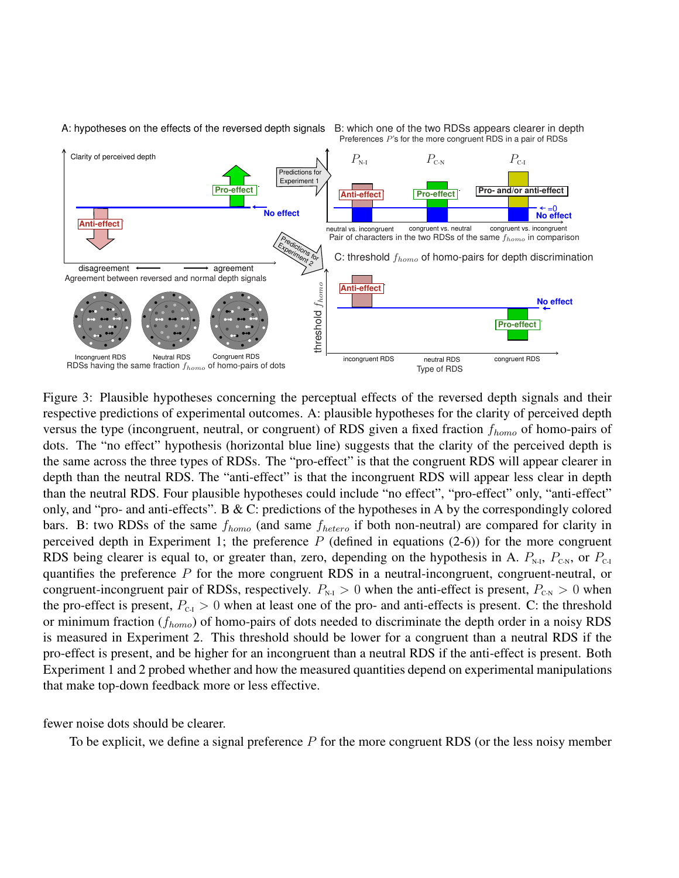Figure 3: Plausible hypotheses concerning the perceptual effects of the reversed depth signals and their respective predictions of experimental outcomes. A: plausible hypotheses for the clarity of perceived depth versus the type (incongruent, neutral, or congruent) of RDS given a fixed fraction $f_{homo}$ of homo-pairs of dots. The "no effect" hypothesis (horizontal blue line) suggests that the clarity of the perceived depth is the same across the three types of RDSs. The "pro-effect" is that the congruent RDS will appear clearer in depth than the neutral RDS. The "anti-effect" is that the incongruent RDS will appear less clear in depth than the neutral RDS. Four plausible hypotheses could include "no effect", "pro-effect" only, "anti-effect" only, and "pro- and anti-effects". B & C: predictions of the hypotheses in A by the correspondingly colored bars. B: two RDSs of the same $f_{homo}$ (and same $f_{hetero}$ if both non-neutral) are compared for clarity in perceived depth in Experiment 1; the preference $P$ (defined in equations (2-6)) for the more congruent RDS being clearer is equal to, or greater than, zero, depending on the hypothesis in A. $P_{\text{N-I}}$, $P_{\text{C-N}}$, or $P_{\text{C-I}}$ quantifies the preference $P$ for the more congruent RDS in a neutral-incongruent, congruent-neutral, or congruent-incongruent pair of RDSs, respectively. $P_{\text{N-I}} > 0$ when the anti-effect is present, $P_{\text{C-N}} > 0$ when the pro-effect is present, $P_{\text{C-I}} > 0$ when at least one of the pro- and anti-effects is present. C: the threshold or minimum fraction ($f_{homo}$) of homo-pairs of dots needed to discriminate the depth order in a noisy RDS is measured in Experiment 2. This threshold should be lower for a congruent than a neutral RDS if the pro-effect is present, and be higher for an incongruent than a neutral RDS if the anti-effect is present. Both Experiment 1 and 2 probed whether and how the measured quantities depend on experimental manipulations that make top-down feedback more or less effective.

fewer noise dots should be clearer.

To be explicit, we define a signal preference $P$ for the more congruent RDS (or the less noisy member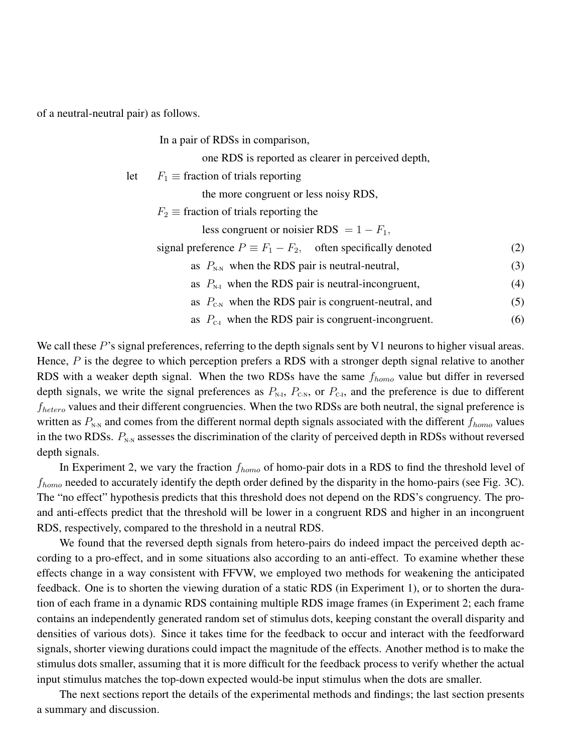of a neutral-neutral pair) as follows.

$$
\begin{aligned}
&\text{In a pair of RDSs in comparison,}\\
&\qquad\text{one RDS is reported as clearer in perceived depth,}\\
\text{let}\quad & F_1 \equiv \text{fraction of trials reporting}\\
&\qquad\text{the more congruent or less noisy RDS,}\\
& F_2 \equiv \text{fraction of trials reporting the}\\
&\qquad\text{less congruent or noisier RDS } = 1 - F_1,\\
&\text{signal preference } P \equiv F_1 - F_2, \quad \text{often specifically denoted} && (2)\\
&\qquad\text{as } P_{\text{N-N}} \text{ when the RDS pair is neutral-neutral,} && (3)\\
&\qquad\text{as } P_{\text{N-I}} \text{ when the RDS pair is neutral-incongruent,} && (4)\\
&\qquad\text{as } P_{\text{C-N}} \text{ when the RDS pair is congruent-neutral, and} && (5)\\
&\qquad\text{as } P_{\text{C-I}} \text{ when the RDS pair is congruent-incongruent.} && (6)
\end{aligned}
$$

We call these $P$'s signal preferences, referring to the depth signals sent by V1 neurons to higher visual areas. Hence, $P$ is the degree to which perception prefers a RDS with a stronger depth signal relative to another RDS with a weaker depth signal. When the two RDSs have the same $f_{homo}$ value but differ in reversed depth signals, we write the signal preferences as $P_{\text{N-I}}$, $P_{\text{C-N}}$, or $P_{\text{C-I}}$, and the preference is due to different $f_{hetero}$ values and their different congruencies. When the two RDSs are both neutral, the signal preference is written as $P_{\text{N-N}}$ and comes from the different normal depth signals associated with the different $f_{homo}$ values in the two RDSs. $P_{\text{N-N}}$ assesses the discrimination of the clarity of perceived depth in RDSs without reversed depth signals.

In Experiment 2, we vary the fraction $f_{homo}$ of homo-pair dots in a RDS to find the threshold level of $f_{homo}$ needed to accurately identify the depth order defined by the disparity in the homo-pairs (see Fig. 3C). The "no effect" hypothesis predicts that this threshold does not depend on the RDS's congruency. The pro- and anti-effects predict that the threshold will be lower in a congruent RDS and higher in an incongruent RDS, respectively, compared to the threshold in a neutral RDS.

We found that the reversed depth signals from hetero-pairs do indeed impact the perceived depth according to a pro-effect, and in some situations also according to an anti-effect. To examine whether these effects change in a way consistent with FFVW, we employed two methods for weakening the anticipated feedback. One is to shorten the viewing duration of a static RDS (in Experiment 1), or to shorten the duration of each frame in a dynamic RDS containing multiple RDS image frames (in Experiment 2; each frame contains an independently generated random set of stimulus dots, keeping constant the overall disparity and densities of various dots). Since it takes time for the feedback to occur and interact with the feedforward signals, shorter viewing durations could impact the magnitude of the effects. Another method is to make the stimulus dots smaller, assuming that it is more difficult for the feedback process to verify whether the actual input stimulus matches the top-down expected would-be input stimulus when the dots are smaller.

The next sections report the details of the experimental methods and findings; the last section presents a summary and discussion.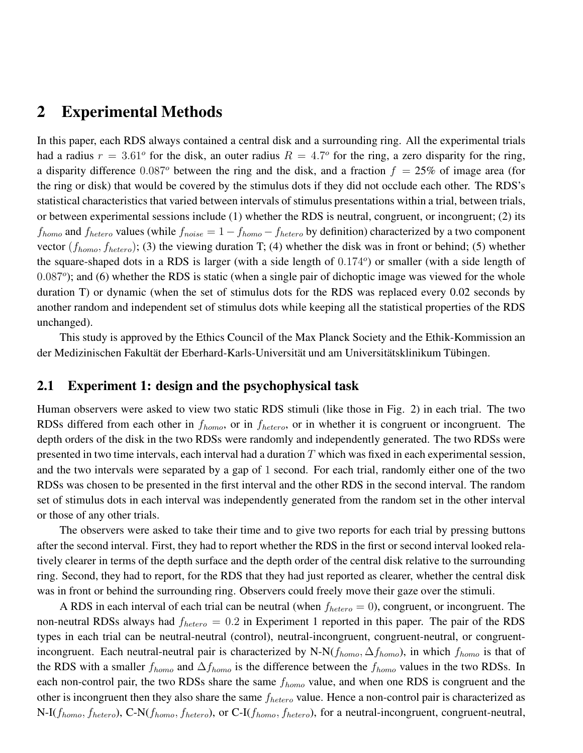# 2 Experimental Methods

In this paper, each RDS always contained a central disk and a surrounding ring. All the experimental trials had a radius $r = 3.61^o$ for the disk, an outer radius $R = 4.7^o$ for the ring, a zero disparity for the ring, a disparity difference $0.087^o$ between the ring and the disk, and a fraction $f = 25\%$ of image area (for the ring or disk) that would be covered by the stimulus dots if they did not occlude each other. The RDS's statistical characteristics that varied between intervals of stimulus presentations within a trial, between trials, or between experimental sessions include (1) whether the RDS is neutral, congruent, or incongruent; (2) its $f_{homo}$ and $f_{hetero}$ values (while $f_{noise} = 1 - f_{homo} - f_{hetero}$ by definition) characterized by a two component vector $(f_{homo}, f_{hetero})$; (3) the viewing duration T; (4) whether the disk was in front or behind; (5) whether the square-shaped dots in a RDS is larger (with a side length of $0.174^o$) or smaller (with a side length of $0.087^o$); and (6) whether the RDS is static (when a single pair of dichoptic image was viewed for the whole duration T) or dynamic (when the set of stimulus dots for the RDS was replaced every 0.02 seconds by another random and independent set of stimulus dots while keeping all the statistical properties of the RDS unchanged).

This study is approved by the Ethics Council of the Max Planck Society and the Ethik-Kommission an der Medizinischen Fakultät der Eberhard-Karls-Universität und am Universitätsklinikum Tübingen.

## 2.1 Experiment 1: design and the psychophysical task

Human observers were asked to view two static RDS stimuli (like those in Fig. 2) in each trial. The two RDSs differed from each other in $f_{homo}$, or in $f_{hetero}$, or in whether it is congruent or incongruent. The depth orders of the disk in the two RDSs were randomly and independently generated. The two RDSs were presented in two time intervals, each interval had a duration $T$ which was fixed in each experimental session, and the two intervals were separated by a gap of 1 second. For each trial, randomly either one of the two RDSs was chosen to be presented in the first interval and the other RDS in the second interval. The random set of stimulus dots in each interval was independently generated from the random set in the other interval or those of any other trials.

The observers were asked to take their time and to give two reports for each trial by pressing buttons after the second interval. First, they had to report whether the RDS in the first or second interval looked relatively clearer in terms of the depth surface and the depth order of the central disk relative to the surrounding ring. Second, they had to report, for the RDS that they had just reported as clearer, whether the central disk was in front or behind the surrounding ring. Observers could freely move their gaze over the stimuli.

A RDS in each interval of each trial can be neutral (when $f_{hetero} = 0$), congruent, or incongruent. The non-neutral RDSs always had $f_{hetero} = 0.2$ in Experiment 1 reported in this paper. The pair of the RDS types in each trial can be neutral-neutral (control), neutral-incongruent, congruent-neutral, or congruent-incongruent. Each neutral-neutral pair is characterized by N-N($f_{homo}, \Delta f_{homo}$), in which $f_{homo}$ is that of the RDS with a smaller $f_{homo}$ and $\Delta f_{homo}$ is the difference between the $f_{homo}$ values in the two RDSs. In each non-control pair, the two RDSs share the same $f_{homo}$ value, and when one RDS is congruent and the other is incongruent then they also share the same $f_{hetero}$ value. Hence a non-control pair is characterized as N-I($f_{homo}, f_{hetero}$), C-N($f_{homo}, f_{hetero}$), or C-I($f_{homo}, f_{hetero}$), for a neutral-incongruent, congruent-neutral,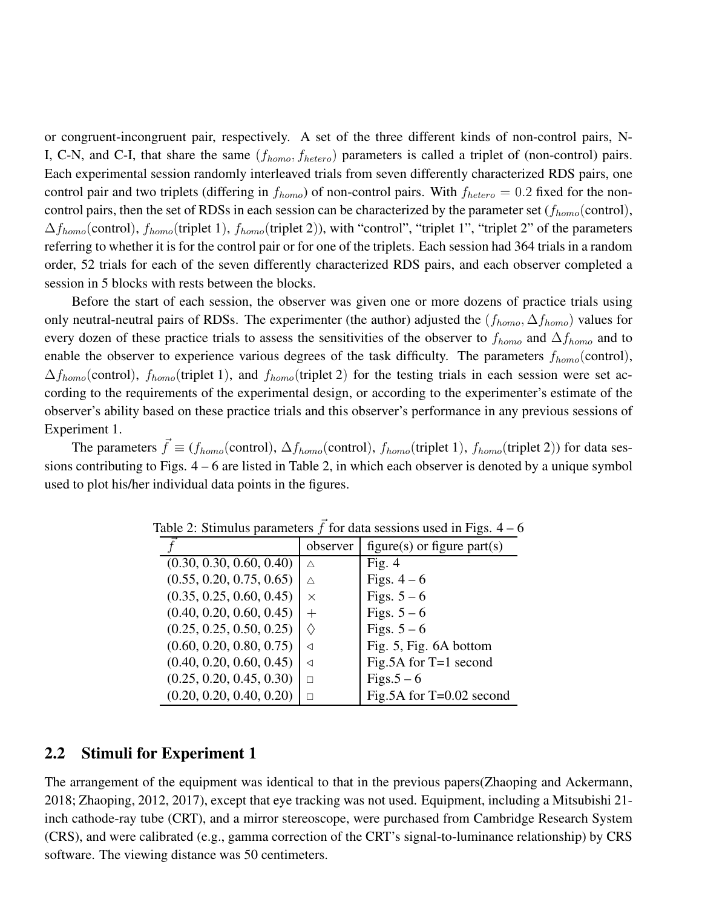or congruent-incongruent pair, respectively. A set of the three different kinds of non-control pairs, N-I, C-N, and C-I, that share the same $(f_{homo}, f_{hetero})$ parameters is called a triplet of (non-control) pairs. Each experimental session randomly interleaved trials from seven differently characterized RDS pairs, one control pair and two triplets (differing in $f_{homo}$) of non-control pairs. With $f_{hetero} = 0.2$ fixed for the non-control pairs, then the set of RDSs in each session can be characterized by the parameter set ($f_{homo}$(control), $\Delta f_{homo}$(control), $f_{homo}$(triplet 1), $f_{homo}$(triplet 2)), with "control", "triplet 1", "triplet 2" of the parameters referring to whether it is for the control pair or for one of the triplets. Each session had 364 trials in a random order, 52 trials for each of the seven differently characterized RDS pairs, and each observer completed a session in 5 blocks with rests between the blocks.

Before the start of each session, the observer was given one or more dozens of practice trials using only neutral-neutral pairs of RDSs. The experimenter (the author) adjusted the $(f_{homo}, \Delta f_{homo})$ values for every dozen of these practice trials to assess the sensitivities of the observer to $f_{homo}$ and $\Delta f_{homo}$ and to enable the observer to experience various degrees of the task difficulty. The parameters $f_{homo}$(control), $\Delta f_{homo}$(control), $f_{homo}$(triplet 1), and $f_{homo}$(triplet 2) for the testing trials in each session were set according to the requirements of the experimental design, or according to the experimenter's estimate of the observer's ability based on these practice trials and this observer's performance in any previous sessions of Experiment 1.

The parameters $\vec{f} \equiv$ ($f_{homo}$(control), $\Delta f_{homo}$(control), $f_{homo}$(triplet 1), $f_{homo}$(triplet 2)) for data sessions contributing to Figs. 4 – 6 are listed in Table 2, in which each observer is denoted by a unique symbol used to plot his/her individual data points in the figures.

Table 2: Stimulus parameters $\vec{f}$ for data sessions used in Figs. 4 – 6

| $\vec{f}$ | observer | figure(s) or figure part(s) |
|---|---|---|
| (0.30, 0.30, 0.60, 0.40) | △ | Fig. 4 |
| (0.55, 0.20, 0.75, 0.65) | △ | Figs. 4 – 6 |
| (0.35, 0.25, 0.60, 0.45) | × | Figs. 5 – 6 |
| (0.40, 0.20, 0.60, 0.45) | + | Figs. 5 – 6 |
| (0.25, 0.25, 0.50, 0.25) | ◊ | Figs. 5 – 6 |
| (0.60, 0.20, 0.80, 0.75) | ◁ | Fig. 5, Fig. 6A bottom |
| (0.40, 0.20, 0.60, 0.45) | ◁ | Fig.5A for T=1 second |
| (0.25, 0.20, 0.45, 0.30) | □ | Figs.5 – 6 |
| (0.20, 0.20, 0.40, 0.20) | □ | Fig.5A for T=0.02 second |

## 2.2 Stimuli for Experiment 1

The arrangement of the equipment was identical to that in the previous papers(Zhaoping and Ackermann, 2018; Zhaoping, 2012, 2017), except that eye tracking was not used. Equipment, including a Mitsubishi 21-inch cathode-ray tube (CRT), and a mirror stereoscope, were purchased from Cambridge Research System (CRS), and were calibrated (e.g., gamma correction of the CRT's signal-to-luminance relationship) by CRS software. The viewing distance was 50 centimeters.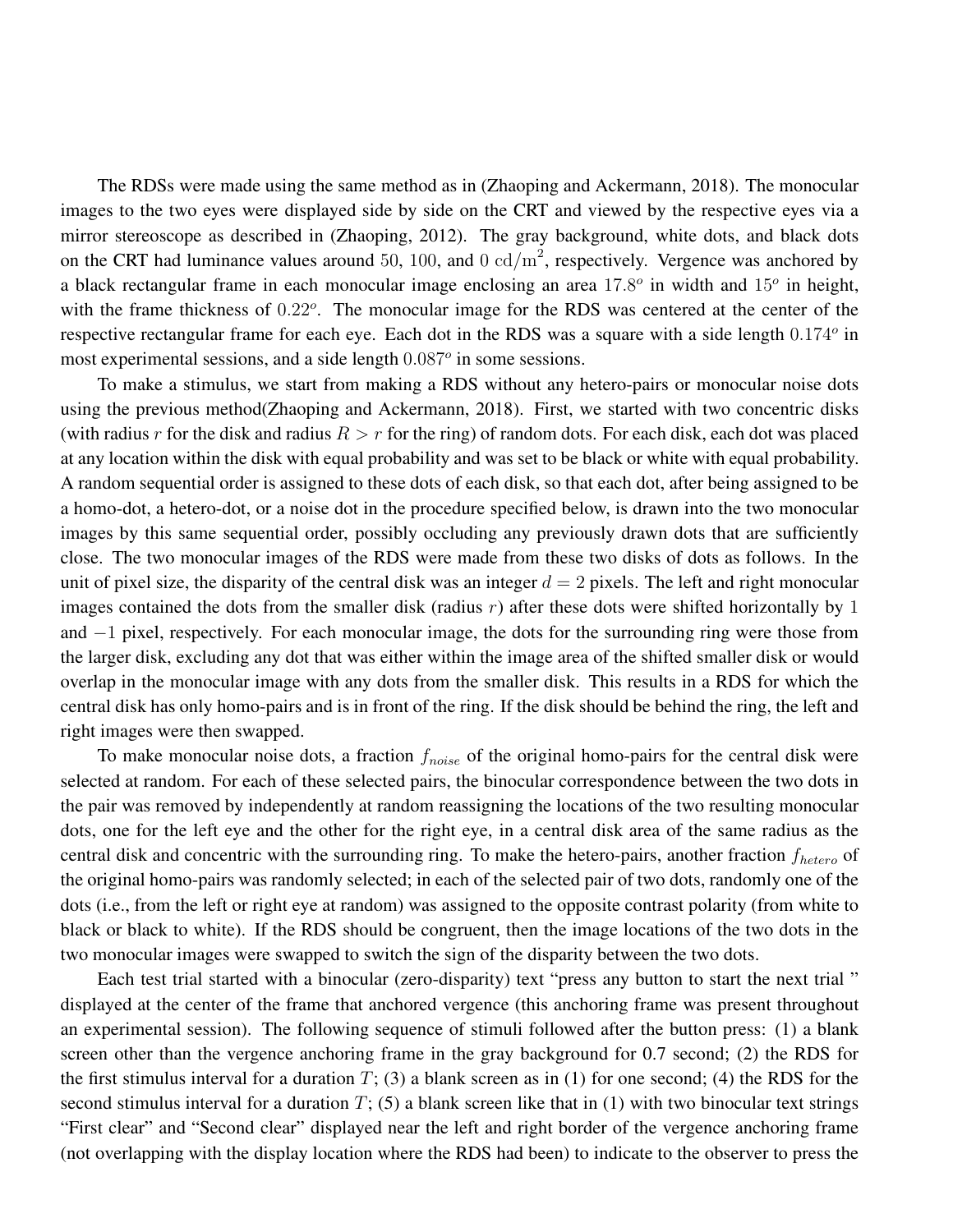The RDSs were made using the same method as in (Zhaoping and Ackermann, 2018). The monocular images to the two eyes were displayed side by side on the CRT and viewed by the respective eyes via a mirror stereoscope as described in (Zhaoping, 2012). The gray background, white dots, and black dots on the CRT had luminance values around $50$, $100$, and $0$ $\text{cd/m}^2$, respectively. Vergence was anchored by a black rectangular frame in each monocular image enclosing an area $17.8^o$ in width and $15^o$ in height, with the frame thickness of $0.22^o$. The monocular image for the RDS was centered at the center of the respective rectangular frame for each eye. Each dot in the RDS was a square with a side length $0.174^o$ in most experimental sessions, and a side length $0.087^o$ in some sessions.

To make a stimulus, we start from making a RDS without any hetero-pairs or monocular noise dots using the previous method(Zhaoping and Ackermann, 2018). First, we started with two concentric disks (with radius $r$ for the disk and radius $R > r$ for the ring) of random dots. For each disk, each dot was placed at any location within the disk with equal probability and was set to be black or white with equal probability. A random sequential order is assigned to these dots of each disk, so that each dot, after being assigned to be a homo-dot, a hetero-dot, or a noise dot in the procedure specified below, is drawn into the two monocular images by this same sequential order, possibly occluding any previously drawn dots that are sufficiently close. The two monocular images of the RDS were made from these two disks of dots as follows. In the unit of pixel size, the disparity of the central disk was an integer $d = 2$ pixels. The left and right monocular images contained the dots from the smaller disk (radius $r$) after these dots were shifted horizontally by $1$ and $-1$ pixel, respectively. For each monocular image, the dots for the surrounding ring were those from the larger disk, excluding any dot that was either within the image area of the shifted smaller disk or would overlap in the monocular image with any dots from the smaller disk. This results in a RDS for which the central disk has only homo-pairs and is in front of the ring. If the disk should be behind the ring, the left and right images were then swapped.

To make monocular noise dots, a fraction $f_{noise}$ of the original homo-pairs for the central disk were selected at random. For each of these selected pairs, the binocular correspondence between the two dots in the pair was removed by independently at random reassigning the locations of the two resulting monocular dots, one for the left eye and the other for the right eye, in a central disk area of the same radius as the central disk and concentric with the surrounding ring. To make the hetero-pairs, another fraction $f_{hetero}$ of the original homo-pairs was randomly selected; in each of the selected pair of two dots, randomly one of the dots (i.e., from the left or right eye at random) was assigned to the opposite contrast polarity (from white to black or black to white). If the RDS should be congruent, then the image locations of the two dots in the two monocular images were swapped to switch the sign of the disparity between the two dots.

Each test trial started with a binocular (zero-disparity) text "press any button to start the next trial " displayed at the center of the frame that anchored vergence (this anchoring frame was present throughout an experimental session). The following sequence of stimuli followed after the button press: (1) a blank screen other than the vergence anchoring frame in the gray background for 0.7 second; (2) the RDS for the first stimulus interval for a duration $T$; (3) a blank screen as in (1) for one second; (4) the RDS for the second stimulus interval for a duration $T$; (5) a blank screen like that in (1) with two binocular text strings "First clear" and "Second clear" displayed near the left and right border of the vergence anchoring frame (not overlapping with the display location where the RDS had been) to indicate to the observer to press the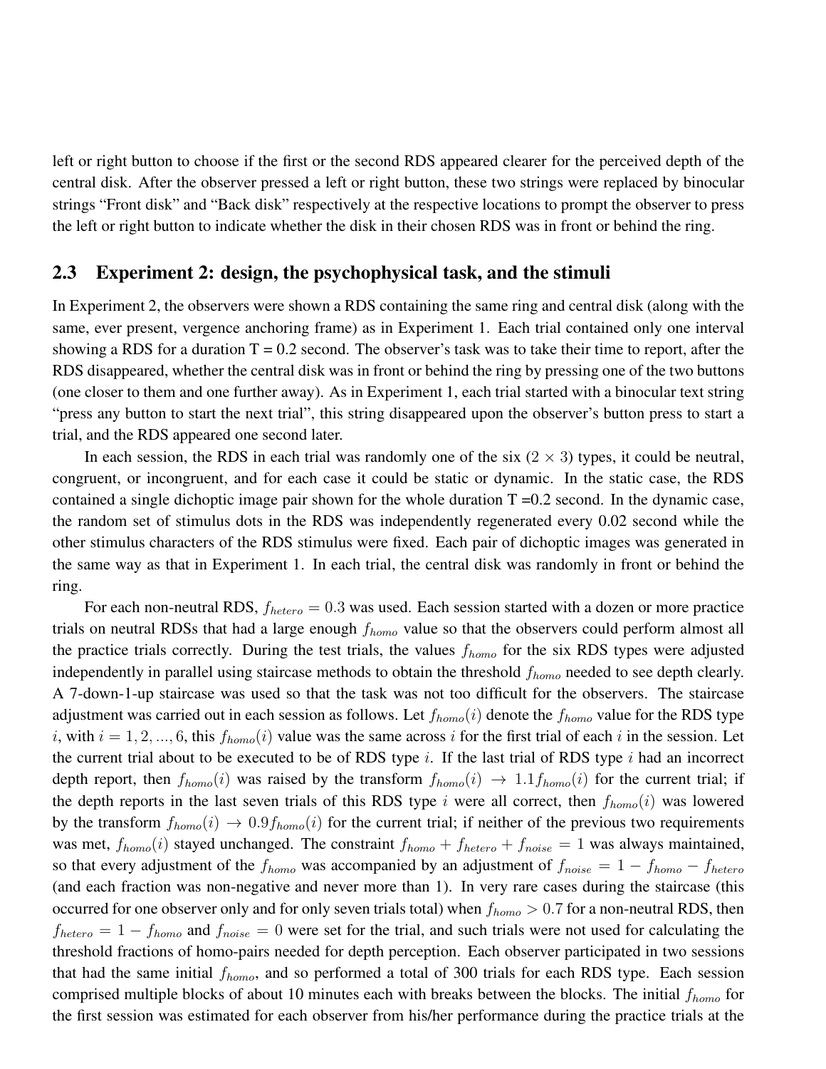left or right button to choose if the first or the second RDS appeared clearer for the perceived depth of the central disk. After the observer pressed a left or right button, these two strings were replaced by binocular strings "Front disk" and "Back disk" respectively at the respective locations to prompt the observer to press the left or right button to indicate whether the disk in their chosen RDS was in front or behind the ring.

## 2.3 Experiment 2: design, the psychophysical task, and the stimuli

In Experiment 2, the observers were shown a RDS containing the same ring and central disk (along with the same, ever present, vergence anchoring frame) as in Experiment 1. Each trial contained only one interval showing a RDS for a duration T = 0.2 second. The observer's task was to take their time to report, after the RDS disappeared, whether the central disk was in front or behind the ring by pressing one of the two buttons (one closer to them and one further away). As in Experiment 1, each trial started with a binocular text string "press any button to start the next trial", this string disappeared upon the observer's button press to start a trial, and the RDS appeared one second later.

In each session, the RDS in each trial was randomly one of the six ($2 \times 3$) types, it could be neutral, congruent, or incongruent, and for each case it could be static or dynamic. In the static case, the RDS contained a single dichoptic image pair shown for the whole duration T =0.2 second. In the dynamic case, the random set of stimulus dots in the RDS was independently regenerated every 0.02 second while the other stimulus characters of the RDS stimulus were fixed. Each pair of dichoptic images was generated in the same way as that in Experiment 1. In each trial, the central disk was randomly in front or behind the ring.

For each non-neutral RDS, $f_{hetero} = 0.3$ was used. Each session started with a dozen or more practice trials on neutral RDSs that had a large enough $f_{homo}$ value so that the observers could perform almost all the practice trials correctly. During the test trials, the values $f_{homo}$ for the six RDS types were adjusted independently in parallel using staircase methods to obtain the threshold $f_{homo}$ needed to see depth clearly. A 7-down-1-up staircase was used so that the task was not too difficult for the observers. The staircase adjustment was carried out in each session as follows. Let $f_{homo}(i)$ denote the $f_{homo}$ value for the RDS type $i$, with $i = 1, 2, ..., 6$, this $f_{homo}(i)$ value was the same across $i$ for the first trial of each $i$ in the session. Let the current trial about to be executed to be of RDS type $i$. If the last trial of RDS type $i$ had an incorrect depth report, then $f_{homo}(i)$ was raised by the transform $f_{homo}(i) \rightarrow 1.1 f_{homo}(i)$ for the current trial; if the depth reports in the last seven trials of this RDS type $i$ were all correct, then $f_{homo}(i)$ was lowered by the transform $f_{homo}(i) \rightarrow 0.9 f_{homo}(i)$ for the current trial; if neither of the previous two requirements was met, $f_{homo}(i)$ stayed unchanged. The constraint $f_{homo} + f_{hetero} + f_{noise} = 1$ was always maintained, so that every adjustment of the $f_{homo}$ was accompanied by an adjustment of $f_{noise} = 1 - f_{homo} - f_{hetero}$ (and each fraction was non-negative and never more than 1). In very rare cases during the staircase (this occurred for one observer only and for only seven trials total) when $f_{homo} > 0.7$ for a non-neutral RDS, then $f_{hetero} = 1 - f_{homo}$ and $f_{noise} = 0$ were set for the trial, and such trials were not used for calculating the threshold fractions of homo-pairs needed for depth perception. Each observer participated in two sessions that had the same initial $f_{homo}$, and so performed a total of 300 trials for each RDS type. Each session comprised multiple blocks of about 10 minutes each with breaks between the blocks. The initial $f_{homo}$ for the first session was estimated for each observer from his/her performance during the practice trials at the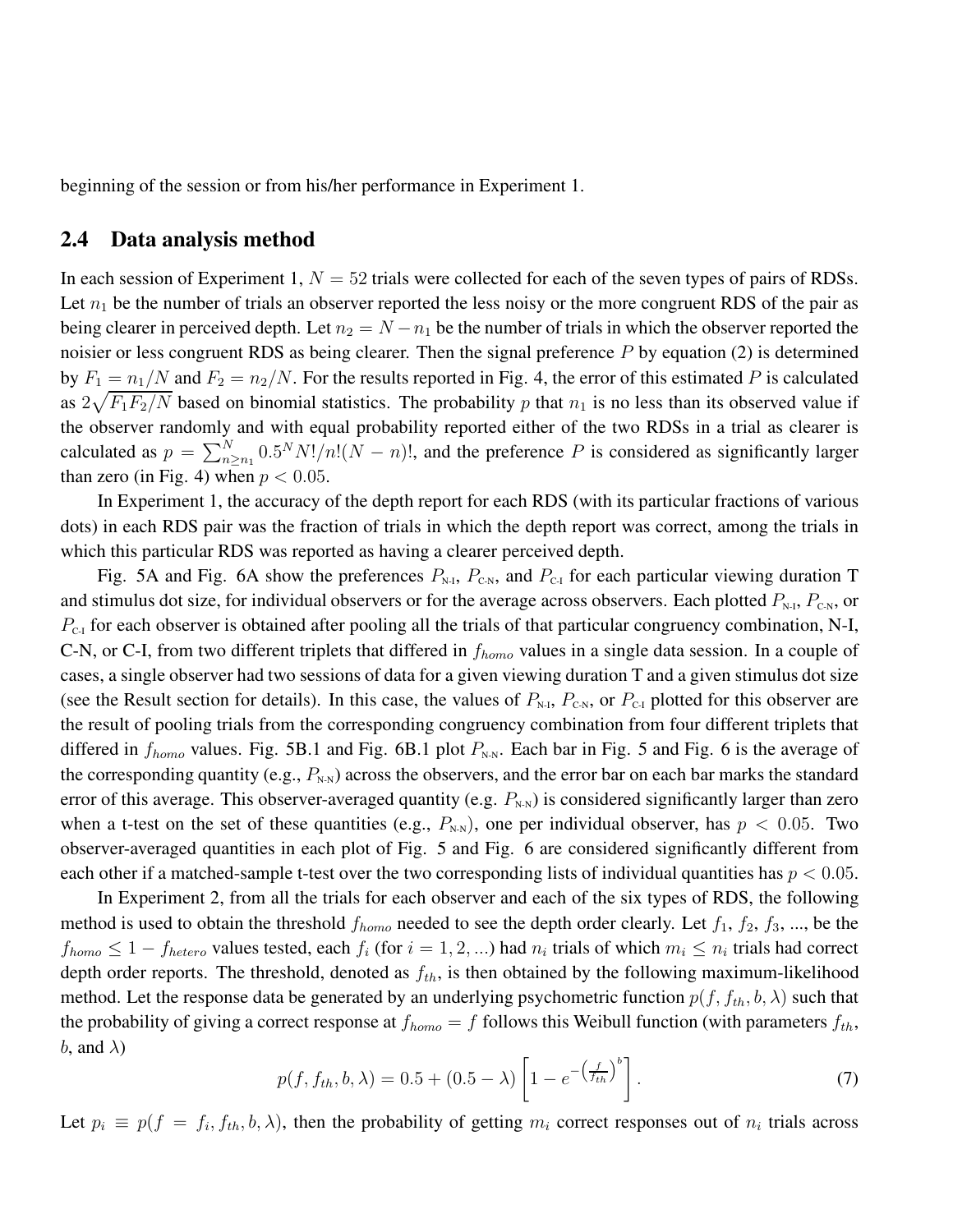beginning of the session or from his/her performance in Experiment 1.

## 2.4 Data analysis method

In each session of Experiment 1, $N = 52$ trials were collected for each of the seven types of pairs of RDSs. Let $n_1$ be the number of trials an observer reported the less noisy or the more congruent RDS of the pair as being clearer in perceived depth. Let $n_2 = N - n_1$ be the number of trials in which the observer reported the noisier or less congruent RDS as being clearer. Then the signal preference $P$ by equation (2) is determined by $F_1 = n_1/N$ and $F_2 = n_2/N$. For the results reported in Fig. 4, the error of this estimated $P$ is calculated as $2\sqrt{F_1 F_2/N}$ based on binomial statistics. The probability $p$ that $n_1$ is no less than its observed value if the observer randomly and with equal probability reported either of the two RDSs in a trial as clearer is calculated as $p = \sum_{n \geq n_1}^{N} 0.5^N N!/n!(N-n)!$, and the preference $P$ is considered as significantly larger than zero (in Fig. 4) when $p < 0.05$.

In Experiment 1, the accuracy of the depth report for each RDS (with its particular fractions of various dots) in each RDS pair was the fraction of trials in which the depth report was correct, among the trials in which this particular RDS was reported as having a clearer perceived depth.

Fig. 5A and Fig. 6A show the preferences $P_{\text{N-I}}$, $P_{\text{C-N}}$, and $P_{\text{C-I}}$ for each particular viewing duration T and stimulus dot size, for individual observers or for the average across observers. Each plotted $P_{\text{N-I}}$, $P_{\text{C-N}}$, or $P_{\text{C-I}}$ for each observer is obtained after pooling all the trials of that particular congruency combination, N-I, C-N, or C-I, from two different triplets that differed in $f_{homo}$ values in a single data session. In a couple of cases, a single observer had two sessions of data for a given viewing duration T and a given stimulus dot size (see the Result section for details). In this case, the values of $P_{\text{N-I}}$, $P_{\text{C-N}}$, or $P_{\text{C-I}}$ plotted for this observer are the result of pooling trials from the corresponding congruency combination from four different triplets that differed in $f_{homo}$ values. Fig. 5B.1 and Fig. 6B.1 plot $P_{\text{N-N}}$. Each bar in Fig. 5 and Fig. 6 is the average of the corresponding quantity (e.g., $P_{\text{N-N}}$) across the observers, and the error bar on each bar marks the standard error of this average. This observer-averaged quantity (e.g. $P_{\text{N-N}}$) is considered significantly larger than zero when a t-test on the set of these quantities (e.g., $P_{\text{N-N}}$), one per individual observer, has $p < 0.05$. Two observer-averaged quantities in each plot of Fig. 5 and Fig. 6 are considered significantly different from each other if a matched-sample t-test over the two corresponding lists of individual quantities has $p < 0.05$.

In Experiment 2, from all the trials for each observer and each of the six types of RDS, the following method is used to obtain the threshold $f_{homo}$ needed to see the depth order clearly. Let $f_1$, $f_2$, $f_3$, ..., be the $f_{homo} \leq 1 - f_{hetero}$ values tested, each $f_i$ (for $i = 1, 2, ...$) had $n_i$ trials of which $m_i \leq n_i$ trials had correct depth order reports. The threshold, denoted as $f_{th}$, is then obtained by the following maximum-likelihood method. Let the response data be generated by an underlying psychometric function $p(f, f_{th}, b, \lambda)$ such that the probability of giving a correct response at $f_{homo} = f$ follows this Weibull function (with parameters $f_{th}$, $b$, and $\lambda$)

$$p(f, f_{th}, b, \lambda) = 0.5 + (0.5 - \lambda)\left[1 - e^{-\left(\frac{f}{f_{th}}\right)^b}\right]. \tag{7}$$

Let $p_i \equiv p(f = f_i, f_{th}, b, \lambda)$, then the probability of getting $m_i$ correct responses out of $n_i$ trials across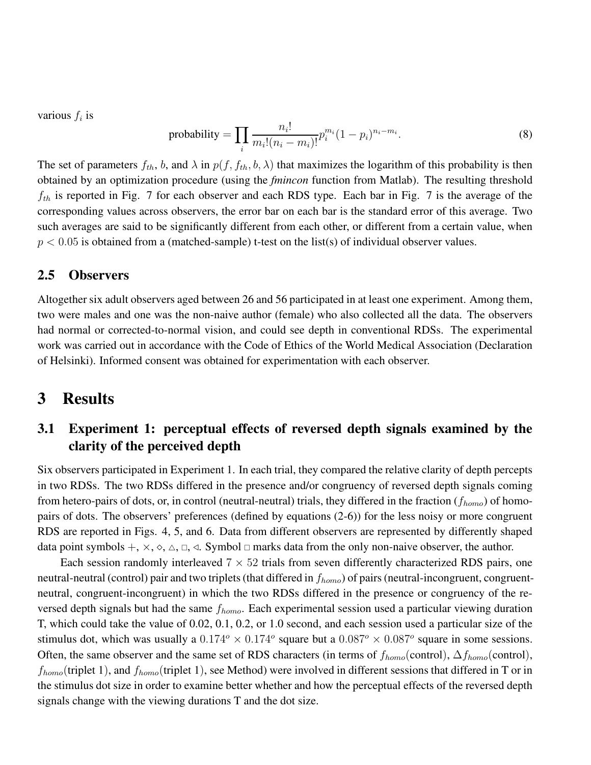various $f_i$ is

$$\text{probability} = \prod_i \frac{n_i!}{m_i!(n_i - m_i)!} p_i^{m_i} (1 - p_i)^{n_i - m_i}. \tag{8}$$

The set of parameters $f_{th}$, $b$, and $\lambda$ in $p(f, f_{th}, b, \lambda)$ that maximizes the logarithm of this probability is then obtained by an optimization procedure (using the *fmincon* function from Matlab). The resulting threshold $f_{th}$ is reported in Fig. 7 for each observer and each RDS type. Each bar in Fig. 7 is the average of the corresponding values across observers, the error bar on each bar is the standard error of this average. Two such averages are said to be significantly different from each other, or different from a certain value, when $p < 0.05$ is obtained from a (matched-sample) t-test on the list(s) of individual observer values.

## 2.5 Observers

Altogether six adult observers aged between 26 and 56 participated in at least one experiment. Among them, two were males and one was the non-naive author (female) who also collected all the data. The observers had normal or corrected-to-normal vision, and could see depth in conventional RDSs. The experimental work was carried out in accordance with the Code of Ethics of the World Medical Association (Declaration of Helsinki). Informed consent was obtained for experimentation with each observer.

# 3 Results

## 3.1 Experiment 1: perceptual effects of reversed depth signals examined by the clarity of the perceived depth

Six observers participated in Experiment 1. In each trial, they compared the relative clarity of depth percepts in two RDSs. The two RDSs differed in the presence and/or congruency of reversed depth signals coming from hetero-pairs of dots, or, in control (neutral-neutral) trials, they differed in the fraction ($f_{homo}$) of homo-pairs of dots. The observers' preferences (defined by equations (2-6)) for the less noisy or more congruent RDS are reported in Figs. 4, 5, and 6. Data from different observers are represented by differently shaped data point symbols $+$, $\times$, $\diamond$, $\triangle$, $\square$, $\triangleleft$. Symbol $\square$ marks data from the only non-naive observer, the author.

Each session randomly interleaved $7 \times 52$ trials from seven differently characterized RDS pairs, one neutral-neutral (control) pair and two triplets (that differed in $f_{homo}$) of pairs (neutral-incongruent, congruent-neutral, congruent-incongruent) in which the two RDSs differed in the presence or congruency of the reversed depth signals but had the same $f_{homo}$. Each experimental session used a particular viewing duration T, which could take the value of 0.02, 0.1, 0.2, or 1.0 second, and each session used a particular size of the stimulus dot, which was usually a $0.174^o \times 0.174^o$ square but a $0.087^o \times 0.087^o$ square in some sessions. Often, the same observer and the same set of RDS characters (in terms of $f_{homo}$(control), $\Delta f_{homo}$(control), $f_{homo}$(triplet 1), and $f_{homo}$(triplet 1), see Method) were involved in different sessions that differed in T or in the stimulus dot size in order to examine better whether and how the perceptual effects of the reversed depth signals change with the viewing durations T and the dot size.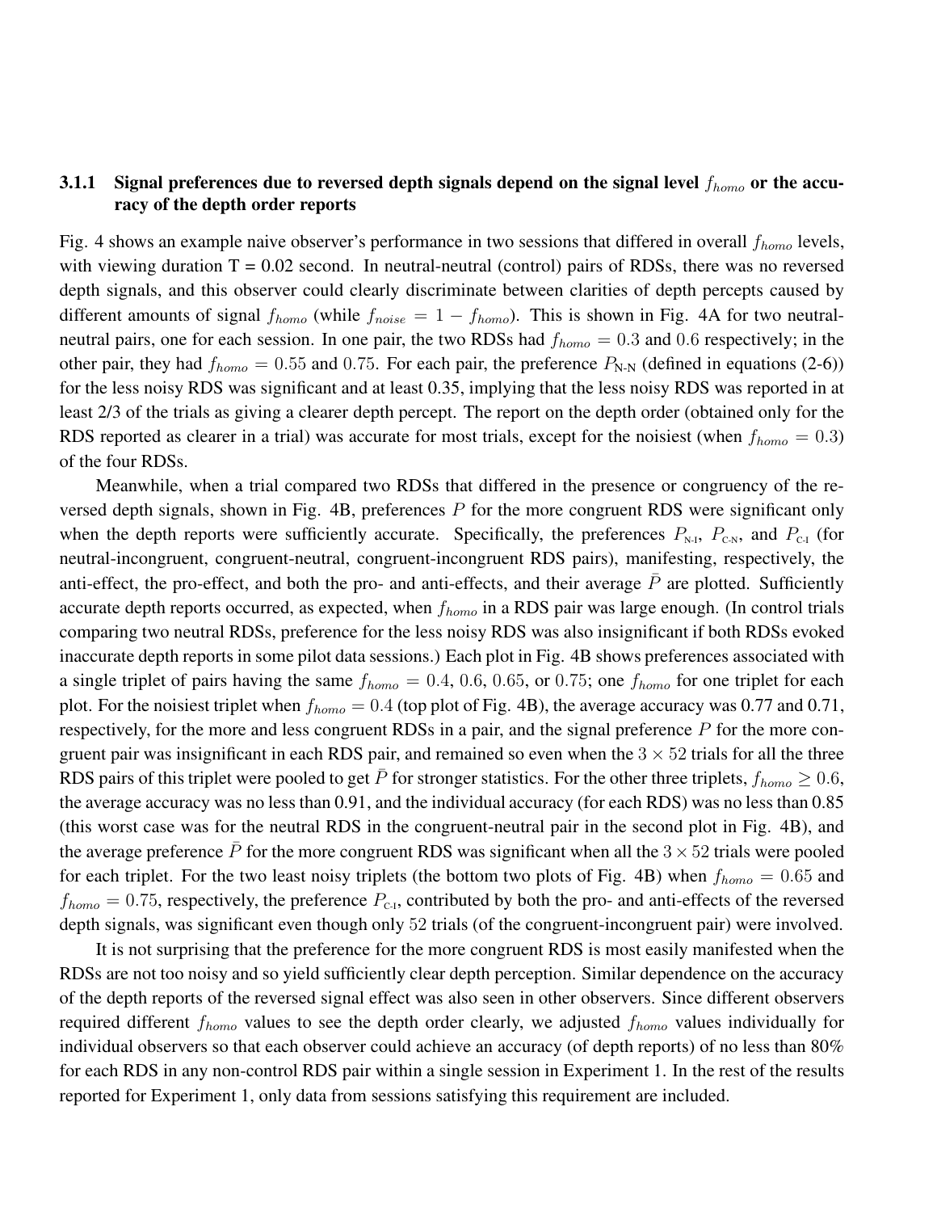#### 3.1.1 Signal preferences due to reversed depth signals depend on the signal level $f_{homo}$ or the accuracy of the depth order reports

Fig. 4 shows an example naive observer's performance in two sessions that differed in overall $f_{homo}$ levels, with viewing duration T = 0.02 second. In neutral-neutral (control) pairs of RDSs, there was no reversed depth signals, and this observer could clearly discriminate between clarities of depth percepts caused by different amounts of signal $f_{homo}$ (while $f_{noise} = 1 - f_{homo}$). This is shown in Fig. 4A for two neutral-neutral pairs, one for each session. In one pair, the two RDSs had $f_{homo} = 0.3$ and $0.6$ respectively; in the other pair, they had $f_{homo} = 0.55$ and $0.75$. For each pair, the preference $P_{\text{N-N}}$ (defined in equations (2-6)) for the less noisy RDS was significant and at least 0.35, implying that the less noisy RDS was reported in at least 2/3 of the trials as giving a clearer depth percept. The report on the depth order (obtained only for the RDS reported as clearer in a trial) was accurate for most trials, except for the noisiest (when $f_{homo} = 0.3$) of the four RDSs.

Meanwhile, when a trial compared two RDSs that differed in the presence or congruency of the reversed depth signals, shown in Fig. 4B, preferences $P$ for the more congruent RDS were significant only when the depth reports were sufficiently accurate. Specifically, the preferences $P_{\text{N-I}}$, $P_{\text{C-N}}$, and $P_{\text{C-I}}$ (for neutral-incongruent, congruent-neutral, congruent-incongruent RDS pairs), manifesting, respectively, the anti-effect, the pro-effect, and both the pro- and anti-effects, and their average $\bar{P}$ are plotted. Sufficiently accurate depth reports occurred, as expected, when $f_{homo}$ in a RDS pair was large enough. (In control trials comparing two neutral RDSs, preference for the less noisy RDS was also insignificant if both RDSs evoked inaccurate depth reports in some pilot data sessions.) Each plot in Fig. 4B shows preferences associated with a single triplet of pairs having the same $f_{homo} = 0.4$, $0.6$, $0.65$, or $0.75$; one $f_{homo}$ for one triplet for each plot. For the noisiest triplet when $f_{homo} = 0.4$ (top plot of Fig. 4B), the average accuracy was 0.77 and 0.71, respectively, for the more and less congruent RDSs in a pair, and the signal preference $P$ for the more congruent pair was insignificant in each RDS pair, and remained so even when the $3 \times 52$ trials for all the three RDS pairs of this triplet were pooled to get $\bar{P}$ for stronger statistics. For the other three triplets, $f_{homo} \geq 0.6$, the average accuracy was no less than 0.91, and the individual accuracy (for each RDS) was no less than 0.85 (this worst case was for the neutral RDS in the congruent-neutral pair in the second plot in Fig. 4B), and the average preference $\bar{P}$ for the more congruent RDS was significant when all the $3 \times 52$ trials were pooled for each triplet. For the two least noisy triplets (the bottom two plots of Fig. 4B) when $f_{homo} = 0.65$ and $f_{homo} = 0.75$, respectively, the preference $P_{\text{C-I}}$, contributed by both the pro- and anti-effects of the reversed depth signals, was significant even though only $52$ trials (of the congruent-incongruent pair) were involved.

It is not surprising that the preference for the more congruent RDS is most easily manifested when the RDSs are not too noisy and so yield sufficiently clear depth perception. Similar dependence on the accuracy of the depth reports of the reversed signal effect was also seen in other observers. Since different observers required different $f_{homo}$ values to see the depth order clearly, we adjusted $f_{homo}$ values individually for individual observers so that each observer could achieve an accuracy (of depth reports) of no less than 80% for each RDS in any non-control RDS pair within a single session in Experiment 1. In the rest of the results reported for Experiment 1, only data from sessions satisfying this requirement are included.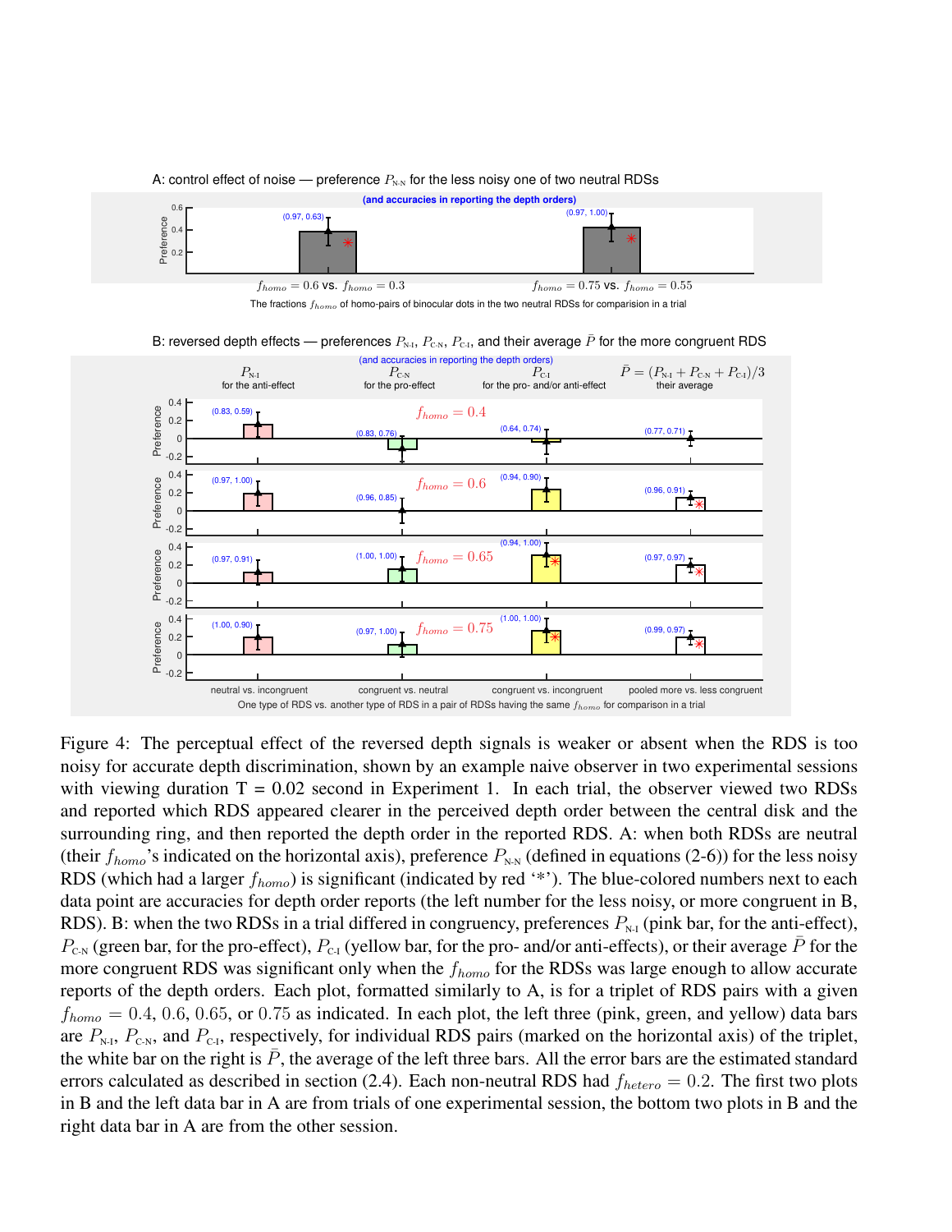A: control effect of noise — preference $P_{\text{N-N}}$ for the less noisy one of two neutral RDSs

(and accuracies in reporting the depth orders)

$f_{homo} = 0.6$ vs. $f_{homo} = 0.3$ (0.97, 0.63)

$f_{homo} = 0.75$ vs. $f_{homo} = 0.55$ (0.97, 1.00)

The fractions $f_{homo}$ of homo-pairs of binocular dots in the two neutral RDSs for comparision in a trial

B: reversed depth effects — preferences $P_{\text{N-I}}$, $P_{\text{C-N}}$, $P_{\text{C-I}}$, and their average $\bar{P}$ for the more congruent RDS

(and accuracies in reporting the depth orders)

| | $P_{\text{N-I}}$ for the anti-effect | $P_{\text{C-N}}$ for the pro-effect | $P_{\text{C-I}}$ for the pro- and/or anti-effect | $\bar{P} = (P_{\text{N-I}} + P_{\text{C-N}} + P_{\text{C-I}})/3$ their average |
|---|---|---|---|---|
| $f_{homo} = 0.4$ | (0.83, 0.59) | (0.83, 0.76) | (0.64, 0.74) | (0.77, 0.71) |
| $f_{homo} = 0.6$ | (0.97, 1.00) | (0.96, 0.85) | (0.94, 0.90) | (0.96, 0.91) |
| $f_{homo} = 0.65$ | (0.97, 0.91) | (1.00, 1.00) | (0.94, 1.00) | (0.97, 0.97) |
| $f_{homo} = 0.75$ | (1.00, 0.90) | (0.97, 1.00) | (1.00, 1.00) | (0.99, 0.97) |
| | neutral vs. incongruent | congruent vs. neutral | congruent vs. incongruent | pooled more vs. less congruent |

One type of RDS vs. another type of RDS in a pair of RDSs having the same $f_{homo}$ for comparison in a trial

Figure 4: The perceptual effect of the reversed depth signals is weaker or absent when the RDS is too noisy for accurate depth discrimination, shown by an example naive observer in two experimental sessions with viewing duration T = 0.02 second in Experiment 1. In each trial, the observer viewed two RDSs and reported which RDS appeared clearer in the perceived depth order between the central disk and the surrounding ring, and then reported the depth order in the reported RDS. A: when both RDSs are neutral (their $f_{homo}$'s indicated on the horizontal axis), preference $P_{\text{N-N}}$ (defined in equations (2-6)) for the less noisy RDS (which had a larger $f_{homo}$) is significant (indicated by red '*'). The blue-colored numbers next to each data point are accuracies for depth order reports (the left number for the less noisy, or more congruent in B, RDS). B: when the two RDSs in a trial differed in congruency, preferences $P_{\text{N-I}}$ (pink bar, for the anti-effect), $P_{\text{C-N}}$ (green bar, for the pro-effect), $P_{\text{C-I}}$ (yellow bar, for the pro- and/or anti-effects), or their average $\bar{P}$ for the more congruent RDS was significant only when the $f_{homo}$ for the RDSs was large enough to allow accurate reports of the depth orders. Each plot, formatted similarly to A, is for a triplet of RDS pairs with a given $f_{homo} = 0.4$, $0.6$, $0.65$, or $0.75$ as indicated. In each plot, the left three (pink, green, and yellow) data bars are $P_{\text{N-I}}$, $P_{\text{C-N}}$, and $P_{\text{C-I}}$, respectively, for individual RDS pairs (marked on the horizontal axis) of the triplet, the white bar on the right is $\bar{P}$, the average of the left three bars. All the error bars are the estimated standard errors calculated as described in section (2.4). Each non-neutral RDS had $f_{hetero} = 0.2$. The first two plots in B and the left data bar in A are from trials of one experimental session, the bottom two plots in B and the right data bar in A are from the other session.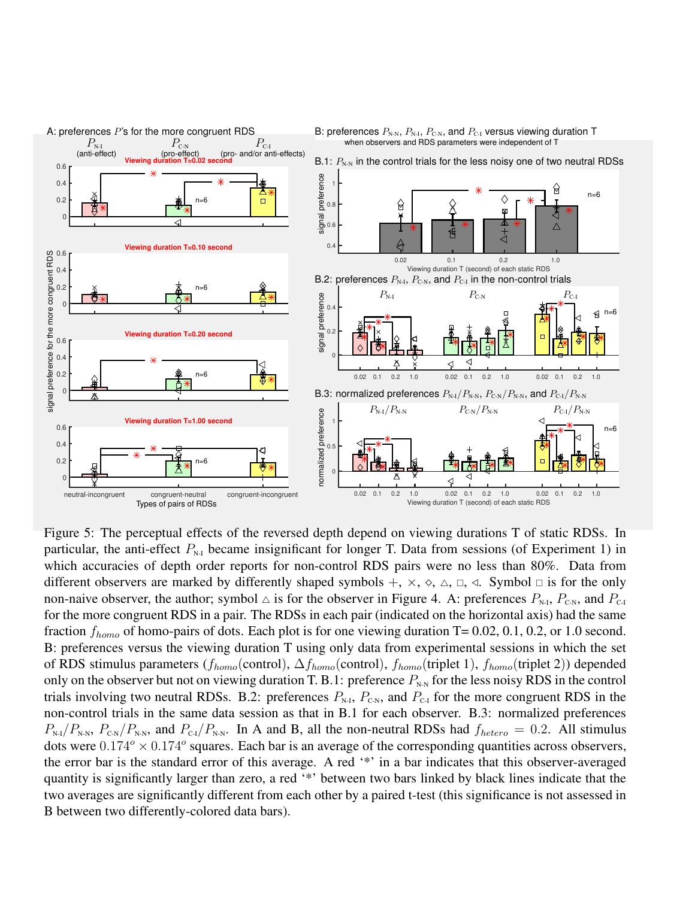Figure 5: The perceptual effects of the reversed depth depend on viewing durations T of static RDSs. In particular, the anti-effect $P_{\text{N-I}}$ became insignificant for longer T. Data from sessions (of Experiment 1) in which accuracies of depth order reports for non-control RDS pairs were no less than 80%. Data from different observers are marked by differently shaped symbols $+$, $\times$, $\diamond$, $\triangle$, $\square$, $\triangleleft$. Symbol $\square$ is for the only non-naive observer, the author; symbol $\triangle$ is for the observer in Figure 4. A: preferences $P_{\text{N-I}}$, $P_{\text{C-N}}$, and $P_{\text{C-I}}$ for the more congruent RDS in a pair. The RDSs in each pair (indicated on the horizontal axis) had the same fraction $f_{homo}$ of homo-pairs of dots. Each plot is for one viewing duration T= 0.02, 0.1, 0.2, or 1.0 second. B: preferences versus the viewing duration T using only data from experimental sessions in which the set of RDS stimulus parameters ($f_{homo}$(control), $\Delta f_{homo}$(control), $f_{homo}$(triplet 1), $f_{homo}$(triplet 2)) depended only on the observer but not on viewing duration T. B.1: preference $P_{\text{N-N}}$ for the less noisy RDS in the control trials involving two neutral RDSs. B.2: preferences $P_{\text{N-I}}$, $P_{\text{C-N}}$, and $P_{\text{C-I}}$ for the more congruent RDS in the non-control trials in the same data session as that in B.1 for each observer. B.3: normalized preferences $P_{\text{N-I}}/P_{\text{N-N}}$, $P_{\text{C-N}}/P_{\text{N-N}}$, and $P_{\text{C-I}}/P_{\text{N-N}}$. In A and B, all the non-neutral RDSs had $f_{hetero} = 0.2$. All stimulus dots were $0.174^o \times 0.174^o$ squares. Each bar is an average of the corresponding quantities across observers, the error bar is the standard error of this average. A red '*' in a bar indicates that this observer-averaged quantity is significantly larger than zero, a red '*' between two bars linked by black lines indicate that the two averages are significantly different from each other by a paired t-test (this significance is not assessed in B between two differently-colored data bars).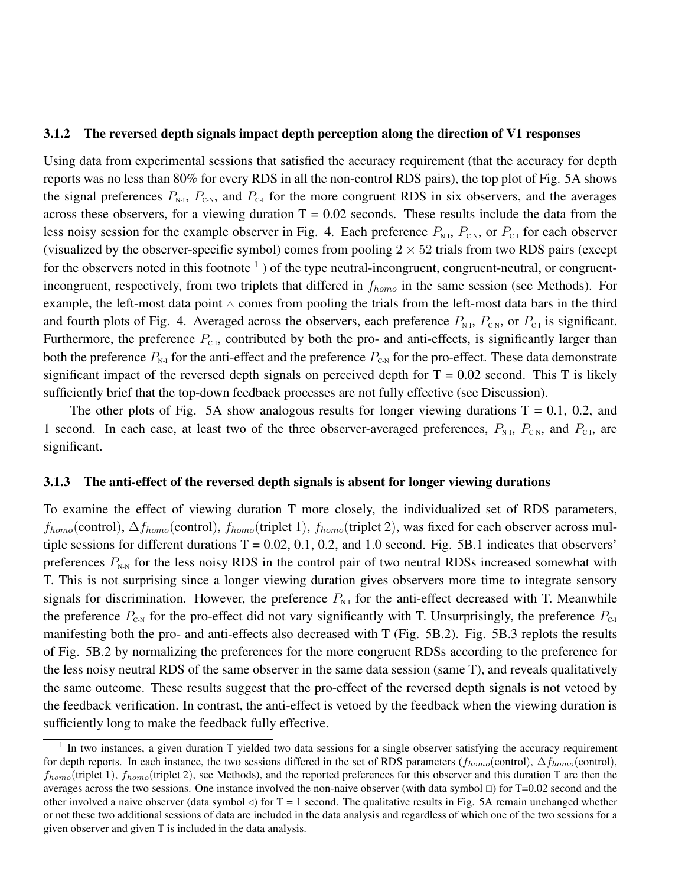#### 3.1.2 The reversed depth signals impact depth perception along the direction of V1 responses

Using data from experimental sessions that satisfied the accuracy requirement (that the accuracy for depth reports was no less than 80% for every RDS in all the non-control RDS pairs), the top plot of Fig. 5A shows the signal preferences $P_{\text{N-I}}$, $P_{\text{C-N}}$, and $P_{\text{C-I}}$ for the more congruent RDS in six observers, and the averages across these observers, for a viewing duration T = 0.02 seconds. These results include the data from the less noisy session for the example observer in Fig. 4. Each preference $P_{\text{N-I}}$, $P_{\text{C-N}}$, or $P_{\text{C-I}}$ for each observer (visualized by the observer-specific symbol) comes from pooling $2 \times 52$ trials from two RDS pairs (except for the observers noted in this footnote [1] ) of the type neutral-incongruent, congruent-neutral, or congruent-incongruent, respectively, from two triplets that differed in $f_{homo}$ in the same session (see Methods). For example, the left-most data point △ comes from pooling the trials from the left-most data bars in the third and fourth plots of Fig. 4. Averaged across the observers, each preference $P_{\text{N-I}}$, $P_{\text{C-N}}$, or $P_{\text{C-I}}$ is significant. Furthermore, the preference $P_{\text{C-I}}$, contributed by both the pro- and anti-effects, is significantly larger than both the preference $P_{\text{N-I}}$ for the anti-effect and the preference $P_{\text{C-N}}$ for the pro-effect. These data demonstrate significant impact of the reversed depth signals on perceived depth for T = 0.02 second. This T is likely sufficiently brief that the top-down feedback processes are not fully effective (see Discussion).

The other plots of Fig. 5A show analogous results for longer viewing durations T = 0.1, 0.2, and 1 second. In each case, at least two of the three observer-averaged preferences, $P_{\text{N-I}}$, $P_{\text{C-N}}$, and $P_{\text{C-I}}$, are significant.

#### 3.1.3 The anti-effect of the reversed depth signals is absent for longer viewing durations

To examine the effect of viewing duration T more closely, the individualized set of RDS parameters, $f_{homo}$(control), $\Delta f_{homo}$(control), $f_{homo}$(triplet 1), $f_{homo}$(triplet 2), was fixed for each observer across multiple sessions for different durations T = 0.02, 0.1, 0.2, and 1.0 second. Fig. 5B.1 indicates that observers' preferences $P_{\text{N-N}}$ for the less noisy RDS in the control pair of two neutral RDSs increased somewhat with T. This is not surprising since a longer viewing duration gives observers more time to integrate sensory signals for discrimination. However, the preference $P_{\text{N-I}}$ for the anti-effect decreased with T. Meanwhile the preference $P_{\text{C-N}}$ for the pro-effect did not vary significantly with T. Unsurprisingly, the preference $P_{\text{C-I}}$ manifesting both the pro- and anti-effects also decreased with T (Fig. 5B.2). Fig. 5B.3 replots the results of Fig. 5B.2 by normalizing the preferences for the more congruent RDSs according to the preference for the less noisy neutral RDS of the same observer in the same data session (same T), and reveals qualitatively the same outcome. These results suggest that the pro-effect of the reversed depth signals is not vetoed by the feedback verification. In contrast, the anti-effect is vetoed by the feedback when the viewing duration is sufficiently long to make the feedback fully effective.

---

[1] In two instances, a given duration T yielded two data sessions for a single observer satisfying the accuracy requirement for depth reports. In each instance, the two sessions differed in the set of RDS parameters ($f_{homo}$(control), $\Delta f_{homo}$(control), $f_{homo}$(triplet 1), $f_{homo}$(triplet 2), see Methods), and the reported preferences for this observer and this duration T are then the averages across the two sessions. One instance involved the non-naive observer (with data symbol □) for T=0.02 second and the other involved a naive observer (data symbol ◁) for T = 1 second. The qualitative results in Fig. 5A remain unchanged whether or not these two additional sessions of data are included in the data analysis and regardless of which one of the two sessions for a given observer and given T is included in the data analysis.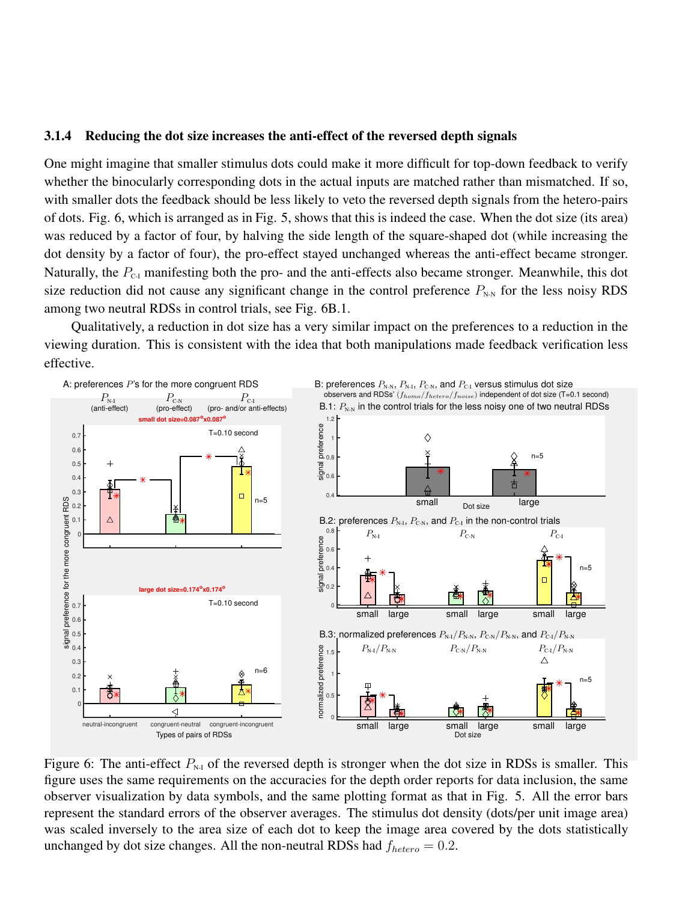### 3.1.4 Reducing the dot size increases the anti-effect of the reversed depth signals

One might imagine that smaller stimulus dots could make it more difficult for top-down feedback to verify whether the binocularly corresponding dots in the actual inputs are matched rather than mismatched. If so, with smaller dots the feedback should be less likely to veto the reversed depth signals from the hetero-pairs of dots. Fig. 6, which is arranged as in Fig. 5, shows that this is indeed the case. When the dot size (its area) was reduced by a factor of four, by halving the side length of the square-shaped dot (while increasing the dot density by a factor of four), the pro-effect stayed unchanged whereas the anti-effect became stronger. Naturally, the $P_{\text{C-I}}$ manifesting both the pro- and the anti-effects also became stronger. Meanwhile, this dot size reduction did not cause any significant change in the control preference $P_{\text{N-N}}$ for the less noisy RDS among two neutral RDSs in control trials, see Fig. 6B.1.

Qualitatively, a reduction in dot size has a very similar impact on the preferences to a reduction in the viewing duration. This is consistent with the idea that both manipulations made feedback verification less effective.

Figure 6: The anti-effect $P_{\text{N-I}}$ of the reversed depth is stronger when the dot size in RDSs is smaller. This figure uses the same requirements on the accuracies for the depth order reports for data inclusion, the same observer visualization by data symbols, and the same plotting format as that in Fig. 5. All the error bars represent the standard errors of the observer averages. The stimulus dot density (dots/per unit image area) was scaled inversely to the area size of each dot to keep the image area covered by the dots statistically unchanged by dot size changes. All the non-neutral RDSs had $f_{hetero} = 0.2$.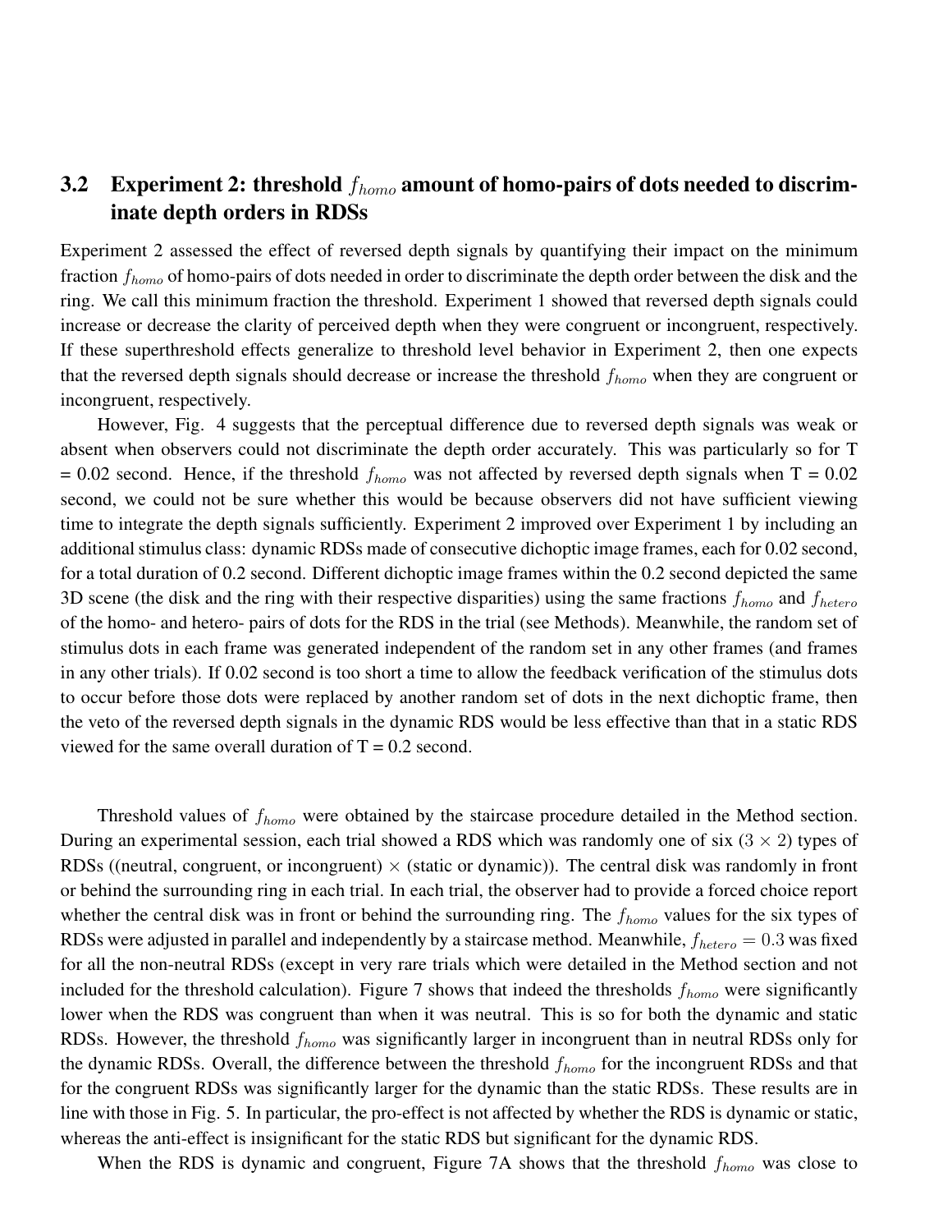## 3.2 Experiment 2: threshold $f_{homo}$ amount of homo-pairs of dots needed to discriminate depth orders in RDSs

Experiment 2 assessed the effect of reversed depth signals by quantifying their impact on the minimum fraction $f_{homo}$ of homo-pairs of dots needed in order to discriminate the depth order between the disk and the ring. We call this minimum fraction the threshold. Experiment 1 showed that reversed depth signals could increase or decrease the clarity of perceived depth when they were congruent or incongruent, respectively. If these superthreshold effects generalize to threshold level behavior in Experiment 2, then one expects that the reversed depth signals should decrease or increase the threshold $f_{homo}$ when they are congruent or incongruent, respectively.

However, Fig. 4 suggests that the perceptual difference due to reversed depth signals was weak or absent when observers could not discriminate the depth order accurately. This was particularly so for T = 0.02 second. Hence, if the threshold $f_{homo}$ was not affected by reversed depth signals when T = 0.02 second, we could not be sure whether this would be because observers did not have sufficient viewing time to integrate the depth signals sufficiently. Experiment 2 improved over Experiment 1 by including an additional stimulus class: dynamic RDSs made of consecutive dichoptic image frames, each for 0.02 second, for a total duration of 0.2 second. Different dichoptic image frames within the 0.2 second depicted the same 3D scene (the disk and the ring with their respective disparities) using the same fractions $f_{homo}$ and $f_{hetero}$ of the homo- and hetero- pairs of dots for the RDS in the trial (see Methods). Meanwhile, the random set of stimulus dots in each frame was generated independent of the random set in any other frames (and frames in any other trials). If 0.02 second is too short a time to allow the feedback verification of the stimulus dots to occur before those dots were replaced by another random set of dots in the next dichoptic frame, then the veto of the reversed depth signals in the dynamic RDS would be less effective than that in a static RDS viewed for the same overall duration of T = 0.2 second.

Threshold values of $f_{homo}$ were obtained by the staircase procedure detailed in the Method section. During an experimental session, each trial showed a RDS which was randomly one of six ($3 \times 2$) types of RDSs ((neutral, congruent, or incongruent) $\times$ (static or dynamic)). The central disk was randomly in front or behind the surrounding ring in each trial. In each trial, the observer had to provide a forced choice report whether the central disk was in front or behind the surrounding ring. The $f_{homo}$ values for the six types of RDSs were adjusted in parallel and independently by a staircase method. Meanwhile, $f_{hetero} = 0.3$ was fixed for all the non-neutral RDSs (except in very rare trials which were detailed in the Method section and not included for the threshold calculation). Figure 7 shows that indeed the thresholds $f_{homo}$ were significantly lower when the RDS was congruent than when it was neutral. This is so for both the dynamic and static RDSs. However, the threshold $f_{homo}$ was significantly larger in incongruent than in neutral RDSs only for the dynamic RDSs. Overall, the difference between the threshold $f_{homo}$ for the incongruent RDSs and that for the congruent RDSs was significantly larger for the dynamic than the static RDSs. These results are in line with those in Fig. 5. In particular, the pro-effect is not affected by whether the RDS is dynamic or static, whereas the anti-effect is insignificant for the static RDS but significant for the dynamic RDS.

When the RDS is dynamic and congruent, Figure 7A shows that the threshold $f_{homo}$ was close to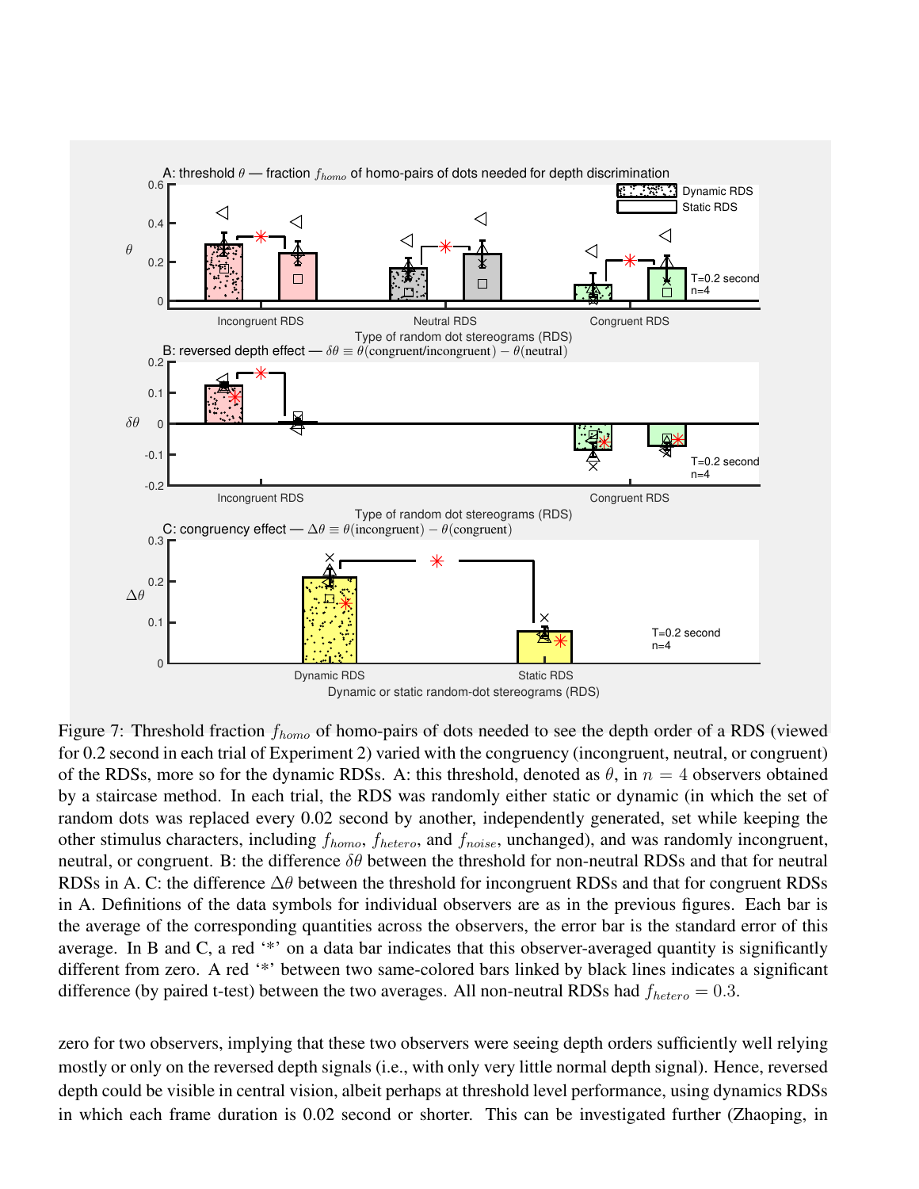Figure 7: Threshold fraction $f_{homo}$ of homo-pairs of dots needed to see the depth order of a RDS (viewed for 0.2 second in each trial of Experiment 2) varied with the congruency (incongruent, neutral, or congruent) of the RDSs, more so for the dynamic RDSs. A: this threshold, denoted as $\theta$, in $n = 4$ observers obtained by a staircase method. In each trial, the RDS was randomly either static or dynamic (in which the set of random dots was replaced every 0.02 second by another, independently generated, set while keeping the other stimulus characters, including $f_{homo}$, $f_{hetero}$, and $f_{noise}$, unchanged), and was randomly incongruent, neutral, or congruent. B: the difference $\delta\theta$ between the threshold for non-neutral RDSs and that for neutral RDSs in A. C: the difference $\Delta\theta$ between the threshold for incongruent RDSs and that for congruent RDSs in A. Definitions of the data symbols for individual observers are as in the previous figures. Each bar is the average of the corresponding quantities across the observers, the error bar is the standard error of this average. In B and C, a red '*' on a data bar indicates that this observer-averaged quantity is significantly different from zero. A red '*' between two same-colored bars linked by black lines indicates a significant difference (by paired t-test) between the two averages. All non-neutral RDSs had $f_{hetero} = 0.3$.

zero for two observers, implying that these two observers were seeing depth orders sufficiently well relying mostly or only on the reversed depth signals (i.e., with only very little normal depth signal). Hence, reversed depth could be visible in central vision, albeit perhaps at threshold level performance, using dynamics RDSs in which each frame duration is 0.02 second or shorter. This can be investigated further (Zhaoping, in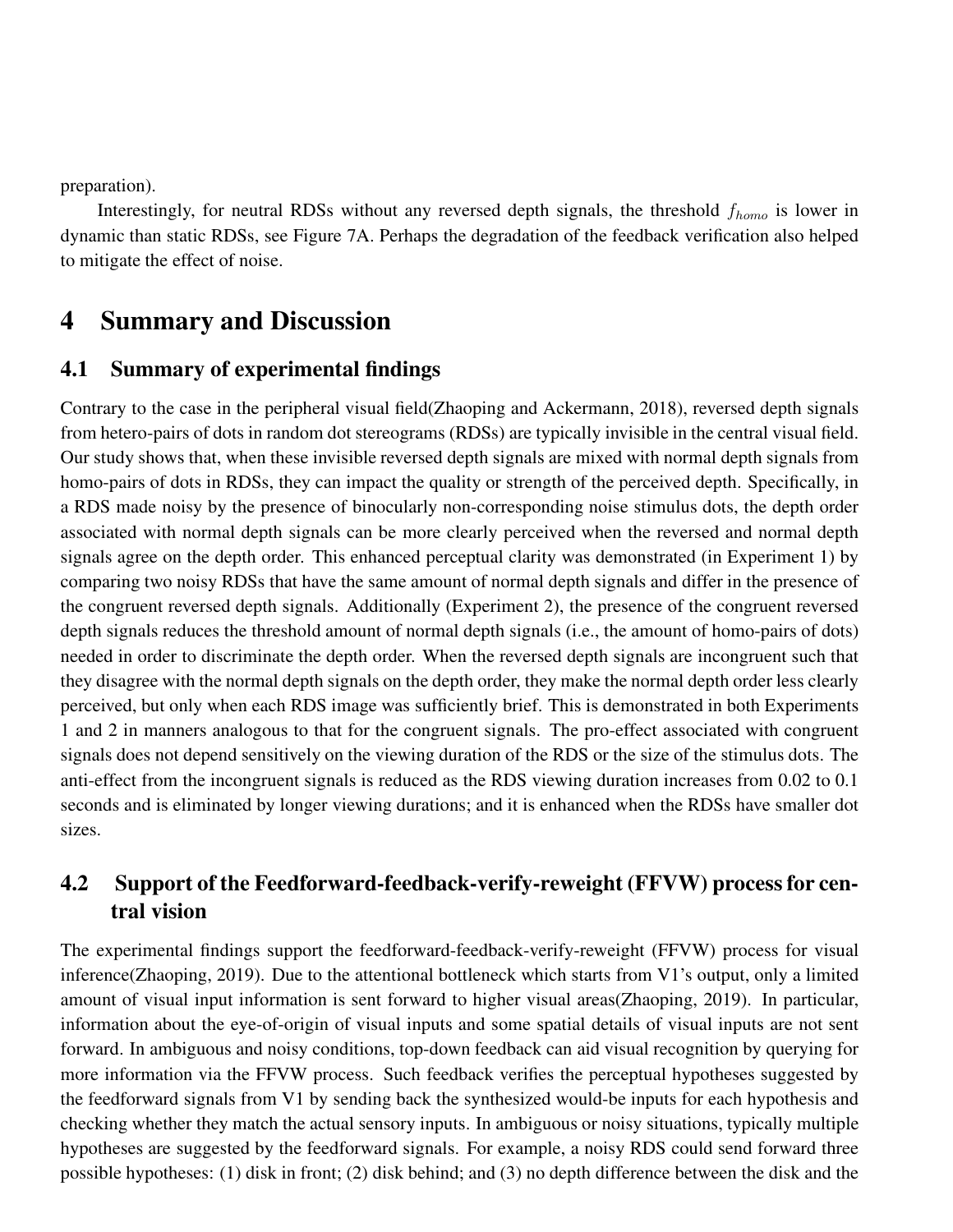preparation).

Interestingly, for neutral RDSs without any reversed depth signals, the threshold $f_{homo}$ is lower in dynamic than static RDSs, see Figure 7A. Perhaps the degradation of the feedback verification also helped to mitigate the effect of noise.

# 4 Summary and Discussion

## 4.1 Summary of experimental findings

Contrary to the case in the peripheral visual field(Zhaoping and Ackermann, 2018), reversed depth signals from hetero-pairs of dots in random dot stereograms (RDSs) are typically invisible in the central visual field. Our study shows that, when these invisible reversed depth signals are mixed with normal depth signals from homo-pairs of dots in RDSs, they can impact the quality or strength of the perceived depth. Specifically, in a RDS made noisy by the presence of binocularly non-corresponding noise stimulus dots, the depth order associated with normal depth signals can be more clearly perceived when the reversed and normal depth signals agree on the depth order. This enhanced perceptual clarity was demonstrated (in Experiment 1) by comparing two noisy RDSs that have the same amount of normal depth signals and differ in the presence of the congruent reversed depth signals. Additionally (Experiment 2), the presence of the congruent reversed depth signals reduces the threshold amount of normal depth signals (i.e., the amount of homo-pairs of dots) needed in order to discriminate the depth order. When the reversed depth signals are incongruent such that they disagree with the normal depth signals on the depth order, they make the normal depth order less clearly perceived, but only when each RDS image was sufficiently brief. This is demonstrated in both Experiments 1 and 2 in manners analogous to that for the congruent signals. The pro-effect associated with congruent signals does not depend sensitively on the viewing duration of the RDS or the size of the stimulus dots. The anti-effect from the incongruent signals is reduced as the RDS viewing duration increases from 0.02 to 0.1 seconds and is eliminated by longer viewing durations; and it is enhanced when the RDSs have smaller dot sizes.

## 4.2 Support of the Feedforward-feedback-verify-reweight (FFVW) process for central vision

The experimental findings support the feedforward-feedback-verify-reweight (FFVW) process for visual inference(Zhaoping, 2019). Due to the attentional bottleneck which starts from V1's output, only a limited amount of visual input information is sent forward to higher visual areas(Zhaoping, 2019). In particular, information about the eye-of-origin of visual inputs and some spatial details of visual inputs are not sent forward. In ambiguous and noisy conditions, top-down feedback can aid visual recognition by querying for more information via the FFVW process. Such feedback verifies the perceptual hypotheses suggested by the feedforward signals from V1 by sending back the synthesized would-be inputs for each hypothesis and checking whether they match the actual sensory inputs. In ambiguous or noisy situations, typically multiple hypotheses are suggested by the feedforward signals. For example, a noisy RDS could send forward three possible hypotheses: (1) disk in front; (2) disk behind; and (3) no depth difference between the disk and the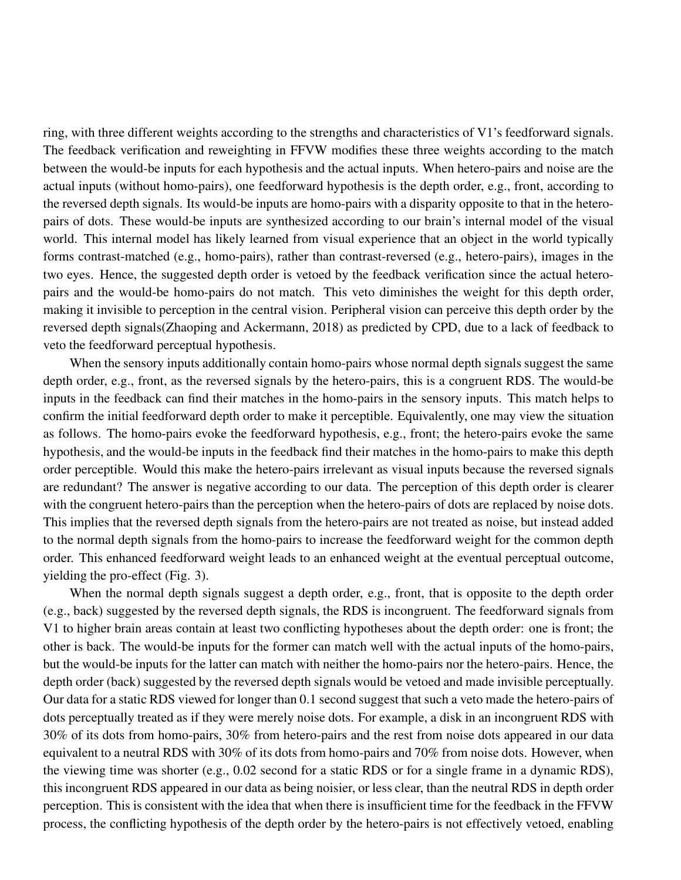ring, with three different weights according to the strengths and characteristics of V1's feedforward signals. The feedback verification and reweighting in FFVW modifies these three weights according to the match between the would-be inputs for each hypothesis and the actual inputs. When hetero-pairs and noise are the actual inputs (without homo-pairs), one feedforward hypothesis is the depth order, e.g., front, according to the reversed depth signals. Its would-be inputs are homo-pairs with a disparity opposite to that in the hetero-pairs of dots. These would-be inputs are synthesized according to our brain's internal model of the visual world. This internal model has likely learned from visual experience that an object in the world typically forms contrast-matched (e.g., homo-pairs), rather than contrast-reversed (e.g., hetero-pairs), images in the two eyes. Hence, the suggested depth order is vetoed by the feedback verification since the actual hetero-pairs and the would-be homo-pairs do not match. This veto diminishes the weight for this depth order, making it invisible to perception in the central vision. Peripheral vision can perceive this depth order by the reversed depth signals(Zhaoping and Ackermann, 2018) as predicted by CPD, due to a lack of feedback to veto the feedforward perceptual hypothesis.

When the sensory inputs additionally contain homo-pairs whose normal depth signals suggest the same depth order, e.g., front, as the reversed signals by the hetero-pairs, this is a congruent RDS. The would-be inputs in the feedback can find their matches in the homo-pairs in the sensory inputs. This match helps to confirm the initial feedforward depth order to make it perceptible. Equivalently, one may view the situation as follows. The homo-pairs evoke the feedforward hypothesis, e.g., front; the hetero-pairs evoke the same hypothesis, and the would-be inputs in the feedback find their matches in the homo-pairs to make this depth order perceptible. Would this make the hetero-pairs irrelevant as visual inputs because the reversed signals are redundant? The answer is negative according to our data. The perception of this depth order is clearer with the congruent hetero-pairs than the perception when the hetero-pairs of dots are replaced by noise dots. This implies that the reversed depth signals from the hetero-pairs are not treated as noise, but instead added to the normal depth signals from the homo-pairs to increase the feedforward weight for the common depth order. This enhanced feedforward weight leads to an enhanced weight at the eventual perceptual outcome, yielding the pro-effect (Fig. 3).

When the normal depth signals suggest a depth order, e.g., front, that is opposite to the depth order (e.g., back) suggested by the reversed depth signals, the RDS is incongruent. The feedforward signals from V1 to higher brain areas contain at least two conflicting hypotheses about the depth order: one is front; the other is back. The would-be inputs for the former can match well with the actual inputs of the homo-pairs, but the would-be inputs for the latter can match with neither the homo-pairs nor the hetero-pairs. Hence, the depth order (back) suggested by the reversed depth signals would be vetoed and made invisible perceptually. Our data for a static RDS viewed for longer than 0.1 second suggest that such a veto made the hetero-pairs of dots perceptually treated as if they were merely noise dots. For example, a disk in an incongruent RDS with 30% of its dots from homo-pairs, 30% from hetero-pairs and the rest from noise dots appeared in our data equivalent to a neutral RDS with 30% of its dots from homo-pairs and 70% from noise dots. However, when the viewing time was shorter (e.g., 0.02 second for a static RDS or for a single frame in a dynamic RDS), this incongruent RDS appeared in our data as being noisier, or less clear, than the neutral RDS in depth order perception. This is consistent with the idea that when there is insufficient time for the feedback in the FFVW process, the conflicting hypothesis of the depth order by the hetero-pairs is not effectively vetoed, enabling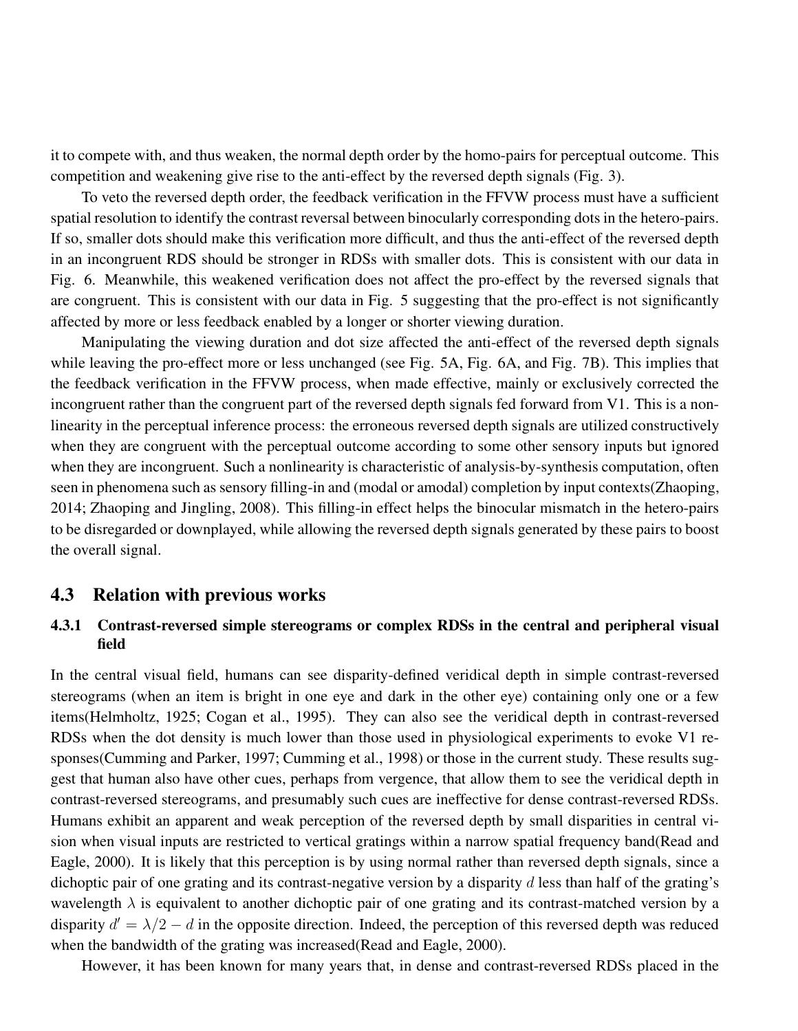it to compete with, and thus weaken, the normal depth order by the homo-pairs for perceptual outcome. This competition and weakening give rise to the anti-effect by the reversed depth signals (Fig. 3).

To veto the reversed depth order, the feedback verification in the FFVW process must have a sufficient spatial resolution to identify the contrast reversal between binocularly corresponding dots in the hetero-pairs. If so, smaller dots should make this verification more difficult, and thus the anti-effect of the reversed depth in an incongruent RDS should be stronger in RDSs with smaller dots. This is consistent with our data in Fig. 6. Meanwhile, this weakened verification does not affect the pro-effect by the reversed signals that are congruent. This is consistent with our data in Fig. 5 suggesting that the pro-effect is not significantly affected by more or less feedback enabled by a longer or shorter viewing duration.

Manipulating the viewing duration and dot size affected the anti-effect of the reversed depth signals while leaving the pro-effect more or less unchanged (see Fig. 5A, Fig. 6A, and Fig. 7B). This implies that the feedback verification in the FFVW process, when made effective, mainly or exclusively corrected the incongruent rather than the congruent part of the reversed depth signals fed forward from V1. This is a non-linearity in the perceptual inference process: the erroneous reversed depth signals are utilized constructively when they are congruent with the perceptual outcome according to some other sensory inputs but ignored when they are incongruent. Such a nonlinearity is characteristic of analysis-by-synthesis computation, often seen in phenomena such as sensory filling-in and (modal or amodal) completion by input contexts(Zhaoping, 2014; Zhaoping and Jingling, 2008). This filling-in effect helps the binocular mismatch in the hetero-pairs to be disregarded or downplayed, while allowing the reversed depth signals generated by these pairs to boost the overall signal.

## 4.3 Relation with previous works

### 4.3.1 Contrast-reversed simple stereograms or complex RDSs in the central and peripheral visual field

In the central visual field, humans can see disparity-defined veridical depth in simple contrast-reversed stereograms (when an item is bright in one eye and dark in the other eye) containing only one or a few items(Helmholtz, 1925; Cogan et al., 1995). They can also see the veridical depth in contrast-reversed RDSs when the dot density is much lower than those used in physiological experiments to evoke V1 responses(Cumming and Parker, 1997; Cumming et al., 1998) or those in the current study. These results suggest that human also have other cues, perhaps from vergence, that allow them to see the veridical depth in contrast-reversed stereograms, and presumably such cues are ineffective for dense contrast-reversed RDSs. Humans exhibit an apparent and weak perception of the reversed depth by small disparities in central vision when visual inputs are restricted to vertical gratings within a narrow spatial frequency band(Read and Eagle, 2000). It is likely that this perception is by using normal rather than reversed depth signals, since a dichoptic pair of one grating and its contrast-negative version by a disparity $d$ less than half of the grating's wavelength $\lambda$ is equivalent to another dichoptic pair of one grating and its contrast-matched version by a disparity $d' = \lambda/2 - d$ in the opposite direction. Indeed, the perception of this reversed depth was reduced when the bandwidth of the grating was increased(Read and Eagle, 2000).

However, it has been known for many years that, in dense and contrast-reversed RDSs placed in the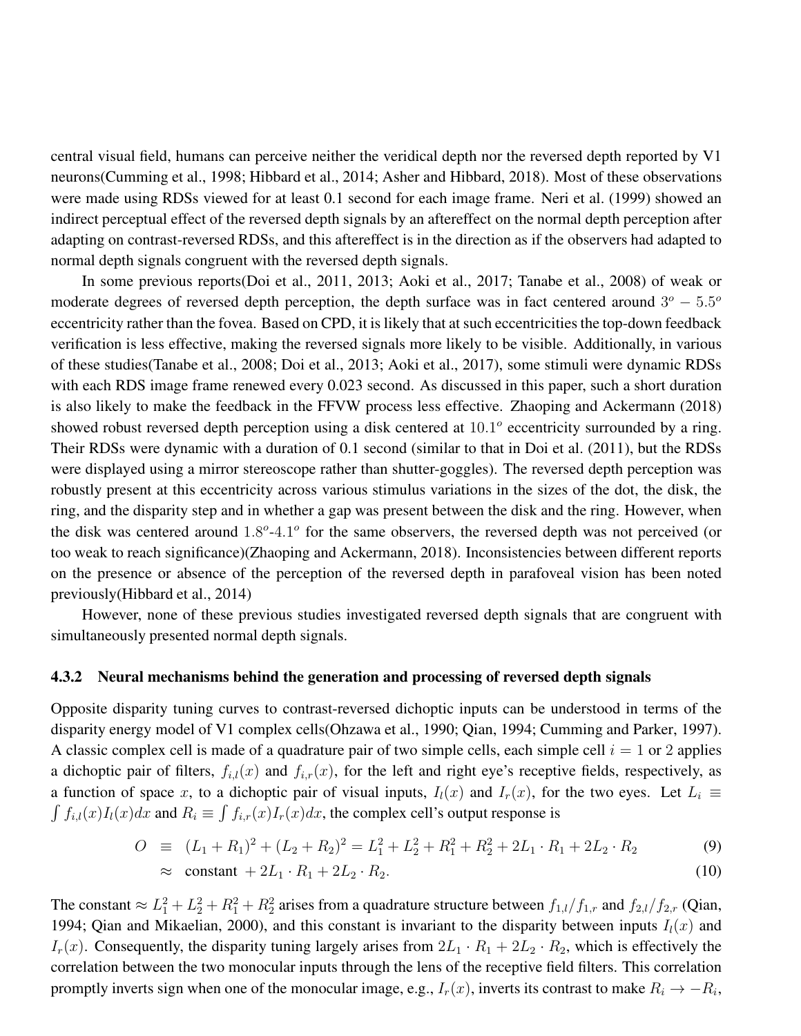central visual field, humans can perceive neither the veridical depth nor the reversed depth reported by V1 neurons(Cumming et al., 1998; Hibbard et al., 2014; Asher and Hibbard, 2018). Most of these observations were made using RDSs viewed for at least 0.1 second for each image frame. Neri et al. (1999) showed an indirect perceptual effect of the reversed depth signals by an aftereffect on the normal depth perception after adapting on contrast-reversed RDSs, and this aftereffect is in the direction as if the observers had adapted to normal depth signals congruent with the reversed depth signals.

In some previous reports(Doi et al., 2011, 2013; Aoki et al., 2017; Tanabe et al., 2008) of weak or moderate degrees of reversed depth perception, the depth surface was in fact centered around $3^o - 5.5^o$ eccentricity rather than the fovea. Based on CPD, it is likely that at such eccentricities the top-down feedback verification is less effective, making the reversed signals more likely to be visible. Additionally, in various of these studies(Tanabe et al., 2008; Doi et al., 2013; Aoki et al., 2017), some stimuli were dynamic RDSs with each RDS image frame renewed every 0.023 second. As discussed in this paper, such a short duration is also likely to make the feedback in the FFVW process less effective. Zhaoping and Ackermann (2018) showed robust reversed depth perception using a disk centered at $10.1^o$ eccentricity surrounded by a ring. Their RDSs were dynamic with a duration of 0.1 second (similar to that in Doi et al. (2011), but the RDSs were displayed using a mirror stereoscope rather than shutter-goggles). The reversed depth perception was robustly present at this eccentricity across various stimulus variations in the sizes of the dot, the disk, the ring, and the disparity step and in whether a gap was present between the disk and the ring. However, when the disk was centered around $1.8^o$-$4.1^o$ for the same observers, the reversed depth was not perceived (or too weak to reach significance)(Zhaoping and Ackermann, 2018). Inconsistencies between different reports on the presence or absence of the perception of the reversed depth in parafoveal vision has been noted previously(Hibbard et al., 2014)

However, none of these previous studies investigated reversed depth signals that are congruent with simultaneously presented normal depth signals.

### 4.3.2 Neural mechanisms behind the generation and processing of reversed depth signals

Opposite disparity tuning curves to contrast-reversed dichoptic inputs can be understood in terms of the disparity energy model of V1 complex cells(Ohzawa et al., 1990; Qian, 1994; Cumming and Parker, 1997). A classic complex cell is made of a quadrature pair of two simple cells, each simple cell $i = 1$ or $2$ applies a dichoptic pair of filters, $f_{i,l}(x)$ and $f_{i,r}(x)$, for the left and right eye's receptive fields, respectively, as a function of space $x$, to a dichoptic pair of visual inputs, $I_l(x)$ and $I_r(x)$, for the two eyes. Let $L_i \equiv \int f_{i,l}(x) I_l(x) dx$ and $R_i \equiv \int f_{i,r}(x) I_r(x) dx$, the complex cell's output response is

$$O \equiv (L_1 + R_1)^2 + (L_2 + R_2)^2 = L_1^2 + L_2^2 + R_1^2 + R_2^2 + 2L_1 \cdot R_1 + 2L_2 \cdot R_2 \tag{9}$$

$$\approx \text{constant } + 2L_1 \cdot R_1 + 2L_2 \cdot R_2. \tag{10}$$

The constant $\approx L_1^2 + L_2^2 + R_1^2 + R_2^2$ arises from a quadrature structure between $f_{1,l}/f_{1,r}$ and $f_{2,l}/f_{2,r}$ (Qian, 1994; Qian and Mikaelian, 2000), and this constant is invariant to the disparity between inputs $I_l(x)$ and $I_r(x)$. Consequently, the disparity tuning largely arises from $2L_1 \cdot R_1 + 2L_2 \cdot R_2$, which is effectively the correlation between the two monocular inputs through the lens of the receptive field filters. This correlation promptly inverts sign when one of the monocular image, e.g., $I_r(x)$, inverts its contrast to make $R_i \rightarrow -R_i$,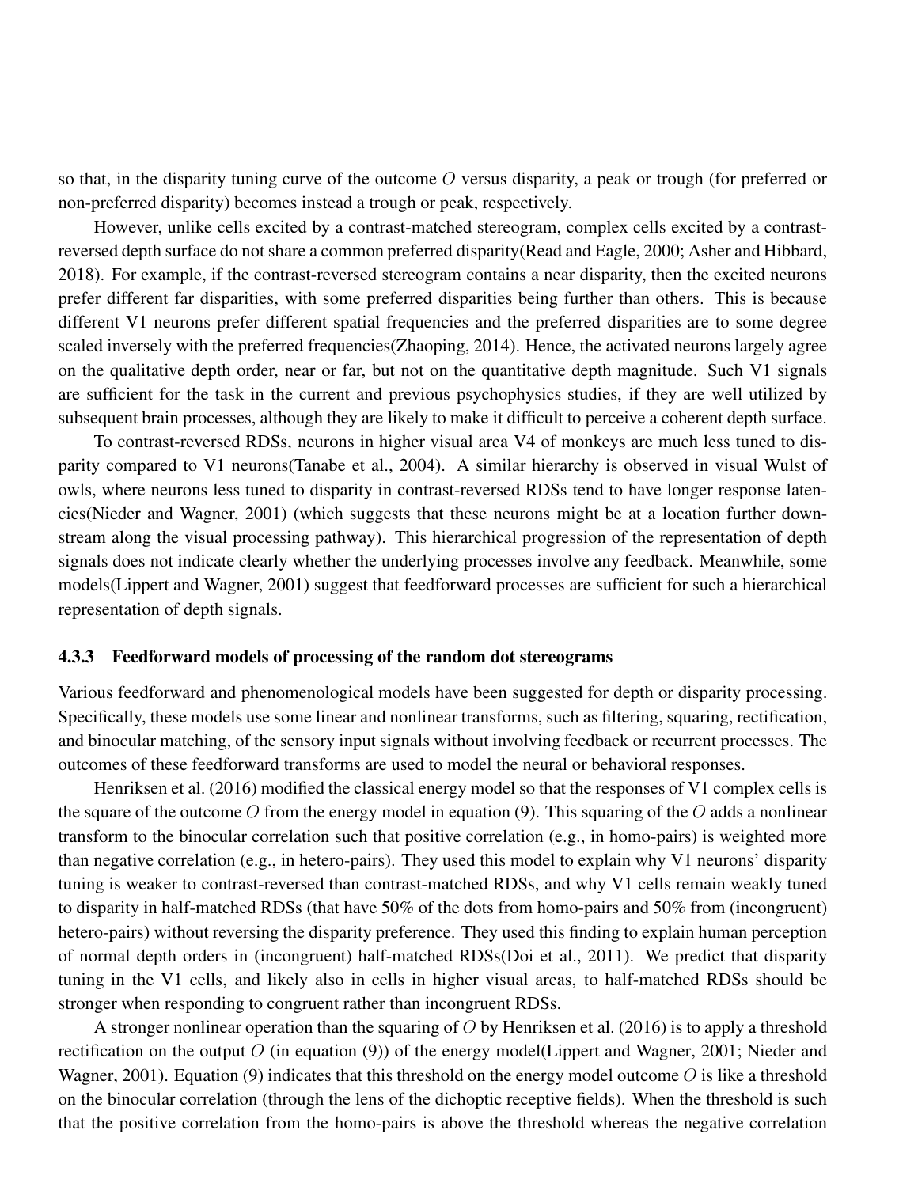so that, in the disparity tuning curve of the outcome $O$ versus disparity, a peak or trough (for preferred or non-preferred disparity) becomes instead a trough or peak, respectively.

However, unlike cells excited by a contrast-matched stereogram, complex cells excited by a contrast-reversed depth surface do not share a common preferred disparity(Read and Eagle, 2000; Asher and Hibbard, 2018). For example, if the contrast-reversed stereogram contains a near disparity, then the excited neurons prefer different far disparities, with some preferred disparities being further than others. This is because different V1 neurons prefer different spatial frequencies and the preferred disparities are to some degree scaled inversely with the preferred frequencies(Zhaoping, 2014). Hence, the activated neurons largely agree on the qualitative depth order, near or far, but not on the quantitative depth magnitude. Such V1 signals are sufficient for the task in the current and previous psychophysics studies, if they are well utilized by subsequent brain processes, although they are likely to make it difficult to perceive a coherent depth surface.

To contrast-reversed RDSs, neurons in higher visual area V4 of monkeys are much less tuned to disparity compared to V1 neurons(Tanabe et al., 2004). A similar hierarchy is observed in visual Wulst of owls, where neurons less tuned to disparity in contrast-reversed RDSs tend to have longer response latencies(Nieder and Wagner, 2001) (which suggests that these neurons might be at a location further downstream along the visual processing pathway). This hierarchical progression of the representation of depth signals does not indicate clearly whether the underlying processes involve any feedback. Meanwhile, some models(Lippert and Wagner, 2001) suggest that feedforward processes are sufficient for such a hierarchical representation of depth signals.

### 4.3.3 Feedforward models of processing of the random dot stereograms

Various feedforward and phenomenological models have been suggested for depth or disparity processing. Specifically, these models use some linear and nonlinear transforms, such as filtering, squaring, rectification, and binocular matching, of the sensory input signals without involving feedback or recurrent processes. The outcomes of these feedforward transforms are used to model the neural or behavioral responses.

Henriksen et al. (2016) modified the classical energy model so that the responses of V1 complex cells is the square of the outcome $O$ from the energy model in equation (9). This squaring of the $O$ adds a nonlinear transform to the binocular correlation such that positive correlation (e.g., in homo-pairs) is weighted more than negative correlation (e.g., in hetero-pairs). They used this model to explain why V1 neurons' disparity tuning is weaker to contrast-reversed than contrast-matched RDSs, and why V1 cells remain weakly tuned to disparity in half-matched RDSs (that have 50% of the dots from homo-pairs and 50% from (incongruent) hetero-pairs) without reversing the disparity preference. They used this finding to explain human perception of normal depth orders in (incongruent) half-matched RDSs(Doi et al., 2011). We predict that disparity tuning in the V1 cells, and likely also in cells in higher visual areas, to half-matched RDSs should be stronger when responding to congruent rather than incongruent RDSs.

A stronger nonlinear operation than the squaring of $O$ by Henriksen et al. (2016) is to apply a threshold rectification on the output $O$ (in equation (9)) of the energy model(Lippert and Wagner, 2001; Nieder and Wagner, 2001). Equation (9) indicates that this threshold on the energy model outcome $O$ is like a threshold on the binocular correlation (through the lens of the dichoptic receptive fields). When the threshold is such that the positive correlation from the homo-pairs is above the threshold whereas the negative correlation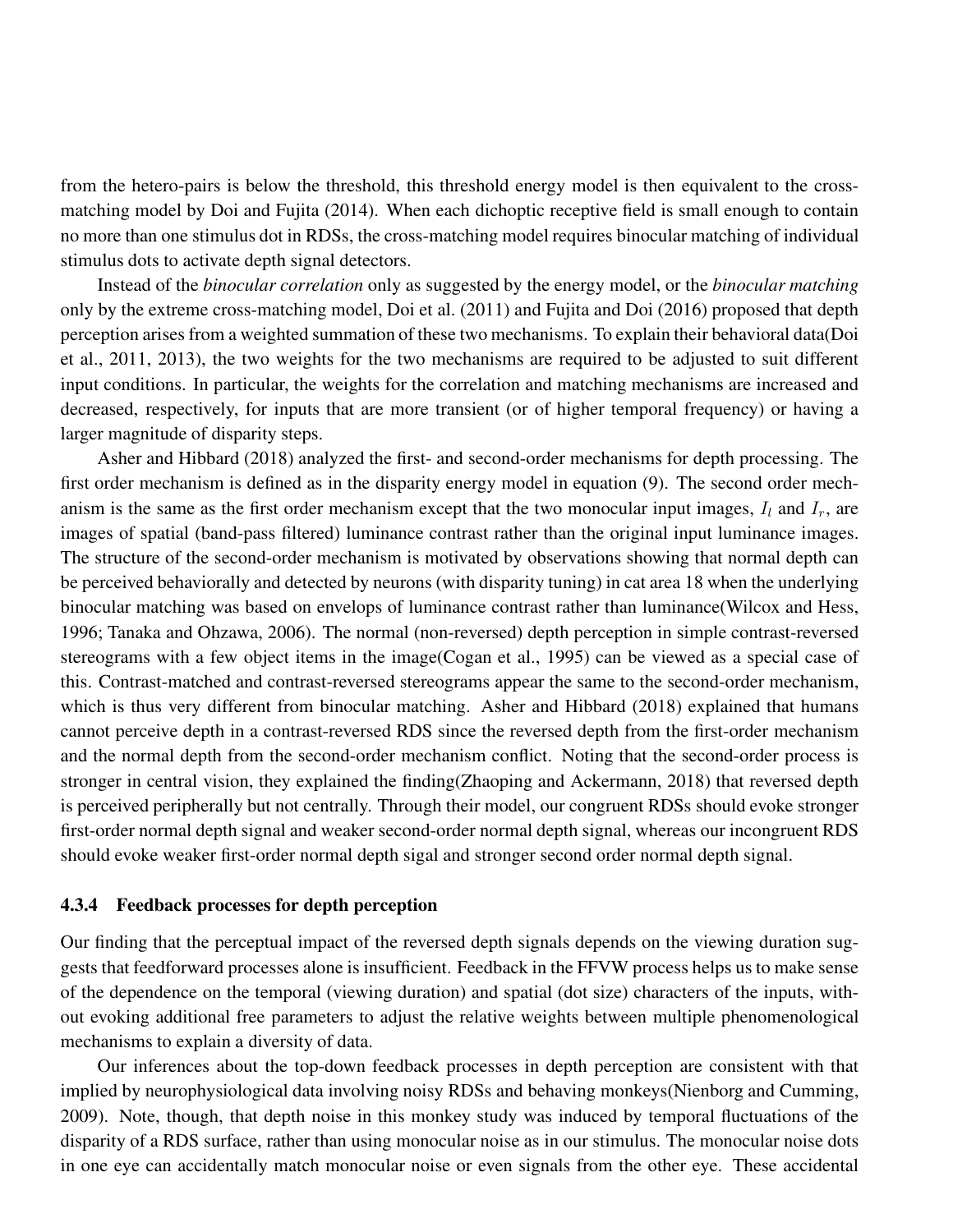from the hetero-pairs is below the threshold, this threshold energy model is then equivalent to the cross-matching model by Doi and Fujita (2014). When each dichoptic receptive field is small enough to contain no more than one stimulus dot in RDSs, the cross-matching model requires binocular matching of individual stimulus dots to activate depth signal detectors.

Instead of the *binocular correlation* only as suggested by the energy model, or the *binocular matching* only by the extreme cross-matching model, Doi et al. (2011) and Fujita and Doi (2016) proposed that depth perception arises from a weighted summation of these two mechanisms. To explain their behavioral data(Doi et al., 2011, 2013), the two weights for the two mechanisms are required to be adjusted to suit different input conditions. In particular, the weights for the correlation and matching mechanisms are increased and decreased, respectively, for inputs that are more transient (or of higher temporal frequency) or having a larger magnitude of disparity steps.

Asher and Hibbard (2018) analyzed the first- and second-order mechanisms for depth processing. The first order mechanism is defined as in the disparity energy model in equation (9). The second order mechanism is the same as the first order mechanism except that the two monocular input images, $I_l$ and $I_r$, are images of spatial (band-pass filtered) luminance contrast rather than the original input luminance images. The structure of the second-order mechanism is motivated by observations showing that normal depth can be perceived behaviorally and detected by neurons (with disparity tuning) in cat area 18 when the underlying binocular matching was based on envelops of luminance contrast rather than luminance(Wilcox and Hess, 1996; Tanaka and Ohzawa, 2006). The normal (non-reversed) depth perception in simple contrast-reversed stereograms with a few object items in the image(Cogan et al., 1995) can be viewed as a special case of this. Contrast-matched and contrast-reversed stereograms appear the same to the second-order mechanism, which is thus very different from binocular matching. Asher and Hibbard (2018) explained that humans cannot perceive depth in a contrast-reversed RDS since the reversed depth from the first-order mechanism and the normal depth from the second-order mechanism conflict. Noting that the second-order process is stronger in central vision, they explained the finding(Zhaoping and Ackermann, 2018) that reversed depth is perceived peripherally but not centrally. Through their model, our congruent RDSs should evoke stronger first-order normal depth signal and weaker second-order normal depth signal, whereas our incongruent RDS should evoke weaker first-order normal depth sigal and stronger second order normal depth signal.

#### 4.3.4 Feedback processes for depth perception

Our finding that the perceptual impact of the reversed depth signals depends on the viewing duration suggests that feedforward processes alone is insufficient. Feedback in the FFVW process helps us to make sense of the dependence on the temporal (viewing duration) and spatial (dot size) characters of the inputs, without evoking additional free parameters to adjust the relative weights between multiple phenomenological mechanisms to explain a diversity of data.

Our inferences about the top-down feedback processes in depth perception are consistent with that implied by neurophysiological data involving noisy RDSs and behaving monkeys(Nienborg and Cumming, 2009). Note, though, that depth noise in this monkey study was induced by temporal fluctuations of the disparity of a RDS surface, rather than using monocular noise as in our stimulus. The monocular noise dots in one eye can accidentally match monocular noise or even signals from the other eye. These accidental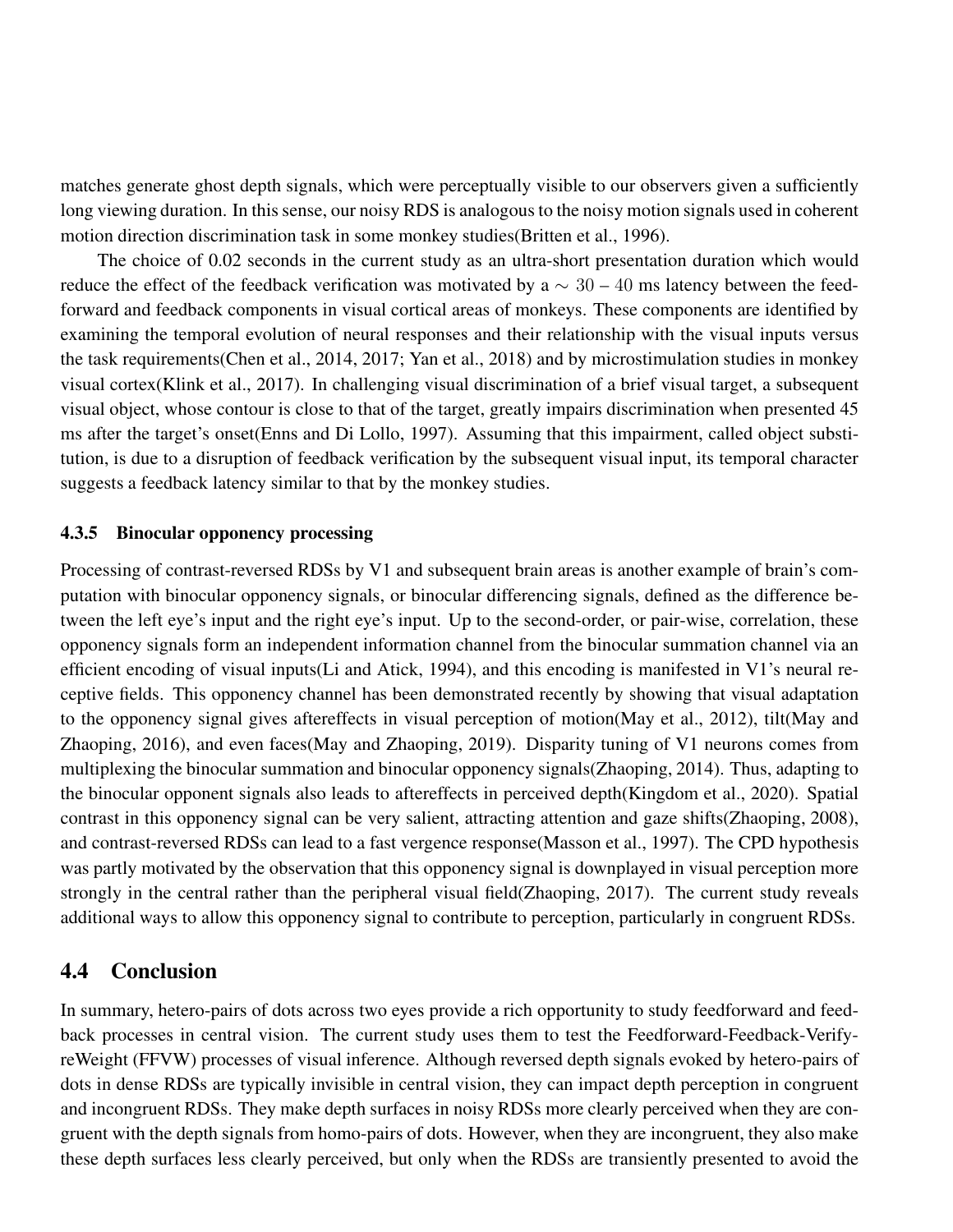matches generate ghost depth signals, which were perceptually visible to our observers given a sufficiently long viewing duration. In this sense, our noisy RDS is analogous to the noisy motion signals used in coherent motion direction discrimination task in some monkey studies(Britten et al., 1996).

The choice of 0.02 seconds in the current study as an ultra-short presentation duration which would reduce the effect of the feedback verification was motivated by a $\sim 30 - 40$ ms latency between the feedforward and feedback components in visual cortical areas of monkeys. These components are identified by examining the temporal evolution of neural responses and their relationship with the visual inputs versus the task requirements(Chen et al., 2014, 2017; Yan et al., 2018) and by microstimulation studies in monkey visual cortex(Klink et al., 2017). In challenging visual discrimination of a brief visual target, a subsequent visual object, whose contour is close to that of the target, greatly impairs discrimination when presented 45 ms after the target's onset(Enns and Di Lollo, 1997). Assuming that this impairment, called object substitution, is due to a disruption of feedback verification by the subsequent visual input, its temporal character suggests a feedback latency similar to that by the monkey studies.

#### 4.3.5 Binocular opponency processing

Processing of contrast-reversed RDSs by V1 and subsequent brain areas is another example of brain's computation with binocular opponency signals, or binocular differencing signals, defined as the difference between the left eye's input and the right eye's input. Up to the second-order, or pair-wise, correlation, these opponency signals form an independent information channel from the binocular summation channel via an efficient encoding of visual inputs(Li and Atick, 1994), and this encoding is manifested in V1's neural receptive fields. This opponency channel has been demonstrated recently by showing that visual adaptation to the opponency signal gives aftereffects in visual perception of motion(May et al., 2012), tilt(May and Zhaoping, 2016), and even faces(May and Zhaoping, 2019). Disparity tuning of V1 neurons comes from multiplexing the binocular summation and binocular opponency signals(Zhaoping, 2014). Thus, adapting to the binocular opponent signals also leads to aftereffects in perceived depth(Kingdom et al., 2020). Spatial contrast in this opponency signal can be very salient, attracting attention and gaze shifts(Zhaoping, 2008), and contrast-reversed RDSs can lead to a fast vergence response(Masson et al., 1997). The CPD hypothesis was partly motivated by the observation that this opponency signal is downplayed in visual perception more strongly in the central rather than the peripheral visual field(Zhaoping, 2017). The current study reveals additional ways to allow this opponency signal to contribute to perception, particularly in congruent RDSs.

### 4.4 Conclusion

In summary, hetero-pairs of dots across two eyes provide a rich opportunity to study feedforward and feedback processes in central vision. The current study uses them to test the Feedforward-Feedback-Verify-reWeight (FFVW) processes of visual inference. Although reversed depth signals evoked by hetero-pairs of dots in dense RDSs are typically invisible in central vision, they can impact depth perception in congruent and incongruent RDSs. They make depth surfaces in noisy RDSs more clearly perceived when they are congruent with the depth signals from homo-pairs of dots. However, when they are incongruent, they also make these depth surfaces less clearly perceived, but only when the RDSs are transiently presented to avoid the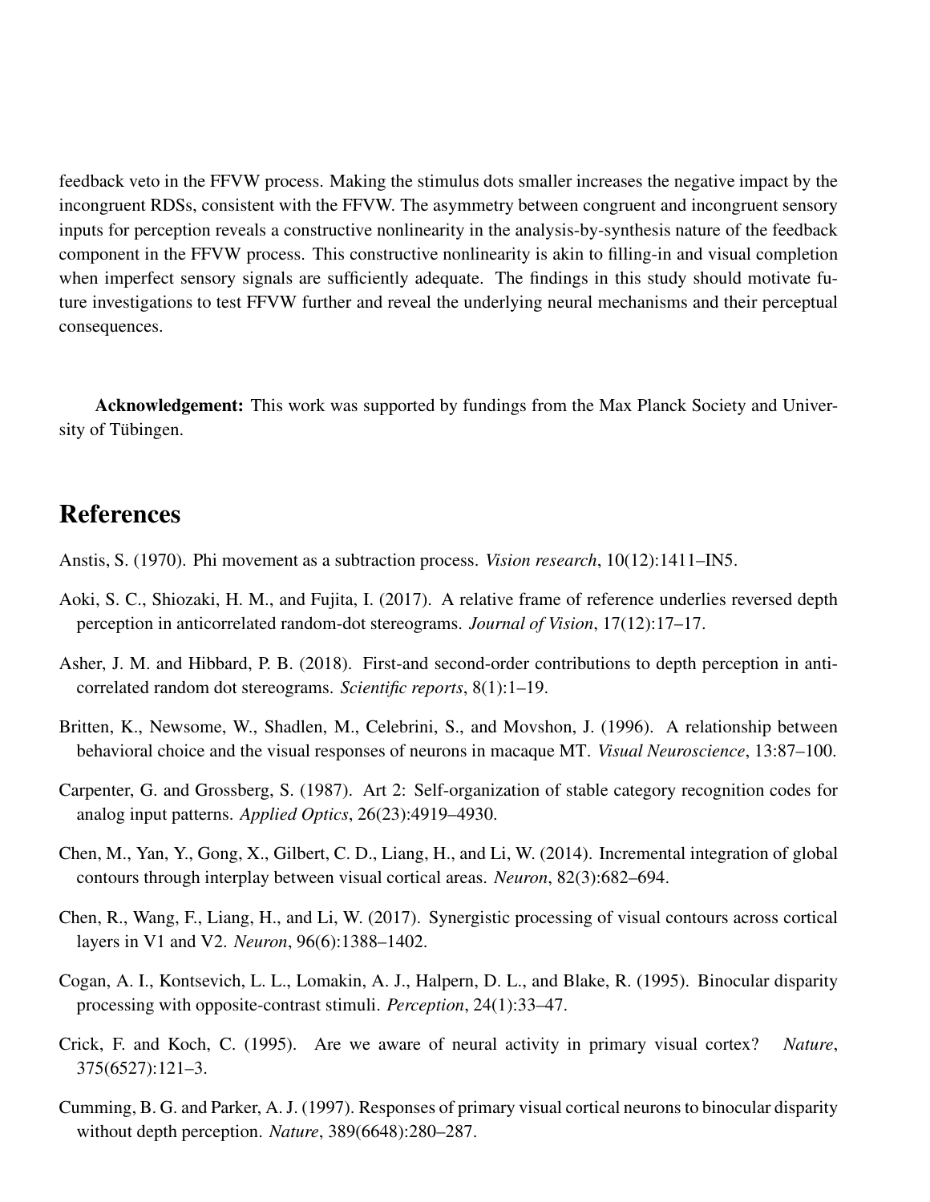feedback veto in the FFVW process. Making the stimulus dots smaller increases the negative impact by the incongruent RDSs, consistent with the FFVW. The asymmetry between congruent and incongruent sensory inputs for perception reveals a constructive nonlinearity in the analysis-by-synthesis nature of the feedback component in the FFVW process. This constructive nonlinearity is akin to filling-in and visual completion when imperfect sensory signals are sufficiently adequate. The findings in this study should motivate future investigations to test FFVW further and reveal the underlying neural mechanisms and their perceptual consequences.

**Acknowledgement:** This work was supported by fundings from the Max Planck Society and University of Tübingen.

# References

Anstis, S. (1970). Phi movement as a subtraction process. *Vision research*, 10(12):1411–IN5.

Aoki, S. C., Shiozaki, H. M., and Fujita, I. (2017). A relative frame of reference underlies reversed depth perception in anticorrelated random-dot stereograms. *Journal of Vision*, 17(12):17–17.

Asher, J. M. and Hibbard, P. B. (2018). First-and second-order contributions to depth perception in anti-correlated random dot stereograms. *Scientific reports*, 8(1):1–19.

Britten, K., Newsome, W., Shadlen, M., Celebrini, S., and Movshon, J. (1996). A relationship between behavioral choice and the visual responses of neurons in macaque MT. *Visual Neuroscience*, 13:87–100.

Carpenter, G. and Grossberg, S. (1987). Art 2: Self-organization of stable category recognition codes for analog input patterns. *Applied Optics*, 26(23):4919–4930.

Chen, M., Yan, Y., Gong, X., Gilbert, C. D., Liang, H., and Li, W. (2014). Incremental integration of global contours through interplay between visual cortical areas. *Neuron*, 82(3):682–694.

Chen, R., Wang, F., Liang, H., and Li, W. (2017). Synergistic processing of visual contours across cortical layers in V1 and V2. *Neuron*, 96(6):1388–1402.

Cogan, A. I., Kontsevich, L. L., Lomakin, A. J., Halpern, D. L., and Blake, R. (1995). Binocular disparity processing with opposite-contrast stimuli. *Perception*, 24(1):33–47.

Crick, F. and Koch, C. (1995). Are we aware of neural activity in primary visual cortex? *Nature*, 375(6527):121–3.

Cumming, B. G. and Parker, A. J. (1997). Responses of primary visual cortical neurons to binocular disparity without depth perception. *Nature*, 389(6648):280–287.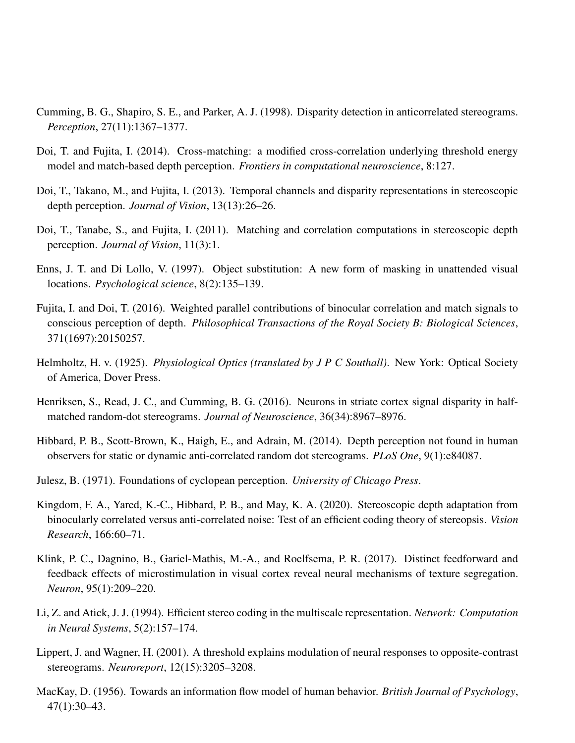Cumming, B. G., Shapiro, S. E., and Parker, A. J. (1998). Disparity detection in anticorrelated stereograms. *Perception*, 27(11):1367–1377.

Doi, T. and Fujita, I. (2014). Cross-matching: a modified cross-correlation underlying threshold energy model and match-based depth perception. *Frontiers in computational neuroscience*, 8:127.

Doi, T., Takano, M., and Fujita, I. (2013). Temporal channels and disparity representations in stereoscopic depth perception. *Journal of Vision*, 13(13):26–26.

Doi, T., Tanabe, S., and Fujita, I. (2011). Matching and correlation computations in stereoscopic depth perception. *Journal of Vision*, 11(3):1.

Enns, J. T. and Di Lollo, V. (1997). Object substitution: A new form of masking in unattended visual locations. *Psychological science*, 8(2):135–139.

Fujita, I. and Doi, T. (2016). Weighted parallel contributions of binocular correlation and match signals to conscious perception of depth. *Philosophical Transactions of the Royal Society B: Biological Sciences*, 371(1697):20150257.

Helmholtz, H. v. (1925). *Physiological Optics (translated by J P C Southall)*. New York: Optical Society of America, Dover Press.

Henriksen, S., Read, J. C., and Cumming, B. G. (2016). Neurons in striate cortex signal disparity in half-matched random-dot stereograms. *Journal of Neuroscience*, 36(34):8967–8976.

Hibbard, P. B., Scott-Brown, K., Haigh, E., and Adrain, M. (2014). Depth perception not found in human observers for static or dynamic anti-correlated random dot stereograms. *PLoS One*, 9(1):e84087.

Julesz, B. (1971). Foundations of cyclopean perception. *University of Chicago Press*.

Kingdom, F. A., Yared, K.-C., Hibbard, P. B., and May, K. A. (2020). Stereoscopic depth adaptation from binocularly correlated versus anti-correlated noise: Test of an efficient coding theory of stereopsis. *Vision Research*, 166:60–71.

Klink, P. C., Dagnino, B., Gariel-Mathis, M.-A., and Roelfsema, P. R. (2017). Distinct feedforward and feedback effects of microstimulation in visual cortex reveal neural mechanisms of texture segregation. *Neuron*, 95(1):209–220.

Li, Z. and Atick, J. J. (1994). Efficient stereo coding in the multiscale representation. *Network: Computation in Neural Systems*, 5(2):157–174.

Lippert, J. and Wagner, H. (2001). A threshold explains modulation of neural responses to opposite-contrast stereograms. *Neuroreport*, 12(15):3205–3208.

MacKay, D. (1956). Towards an information flow model of human behavior. *British Journal of Psychology*, 47(1):30–43.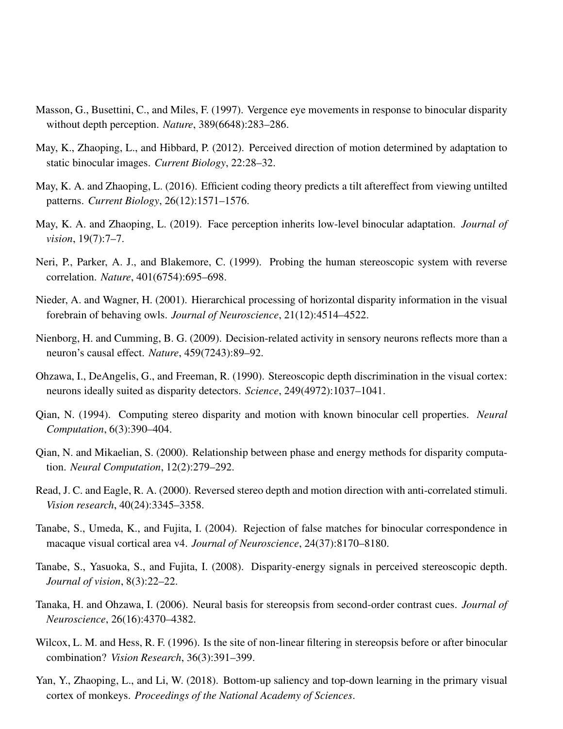Masson, G., Busettini, C., and Miles, F. (1997). Vergence eye movements in response to binocular disparity without depth perception. *Nature*, 389(6648):283–286.

May, K., Zhaoping, L., and Hibbard, P. (2012). Perceived direction of motion determined by adaptation to static binocular images. *Current Biology*, 22:28–32.

May, K. A. and Zhaoping, L. (2016). Efficient coding theory predicts a tilt aftereffect from viewing untilted patterns. *Current Biology*, 26(12):1571–1576.

May, K. A. and Zhaoping, L. (2019). Face perception inherits low-level binocular adaptation. *Journal of vision*, 19(7):7–7.

Neri, P., Parker, A. J., and Blakemore, C. (1999). Probing the human stereoscopic system with reverse correlation. *Nature*, 401(6754):695–698.

Nieder, A. and Wagner, H. (2001). Hierarchical processing of horizontal disparity information in the visual forebrain of behaving owls. *Journal of Neuroscience*, 21(12):4514–4522.

Nienborg, H. and Cumming, B. G. (2009). Decision-related activity in sensory neurons reflects more than a neuron's causal effect. *Nature*, 459(7243):89–92.

Ohzawa, I., DeAngelis, G., and Freeman, R. (1990). Stereoscopic depth discrimination in the visual cortex: neurons ideally suited as disparity detectors. *Science*, 249(4972):1037–1041.

Qian, N. (1994). Computing stereo disparity and motion with known binocular cell properties. *Neural Computation*, 6(3):390–404.

Qian, N. and Mikaelian, S. (2000). Relationship between phase and energy methods for disparity computation. *Neural Computation*, 12(2):279–292.

Read, J. C. and Eagle, R. A. (2000). Reversed stereo depth and motion direction with anti-correlated stimuli. *Vision research*, 40(24):3345–3358.

Tanabe, S., Umeda, K., and Fujita, I. (2004). Rejection of false matches for binocular correspondence in macaque visual cortical area v4. *Journal of Neuroscience*, 24(37):8170–8180.

Tanabe, S., Yasuoka, S., and Fujita, I. (2008). Disparity-energy signals in perceived stereoscopic depth. *Journal of vision*, 8(3):22–22.

Tanaka, H. and Ohzawa, I. (2006). Neural basis for stereopsis from second-order contrast cues. *Journal of Neuroscience*, 26(16):4370–4382.

Wilcox, L. M. and Hess, R. F. (1996). Is the site of non-linear filtering in stereopsis before or after binocular combination? *Vision Research*, 36(3):391–399.

Yan, Y., Zhaoping, L., and Li, W. (2018). Bottom-up saliency and top-down learning in the primary visual cortex of monkeys. *Proceedings of the National Academy of Sciences*.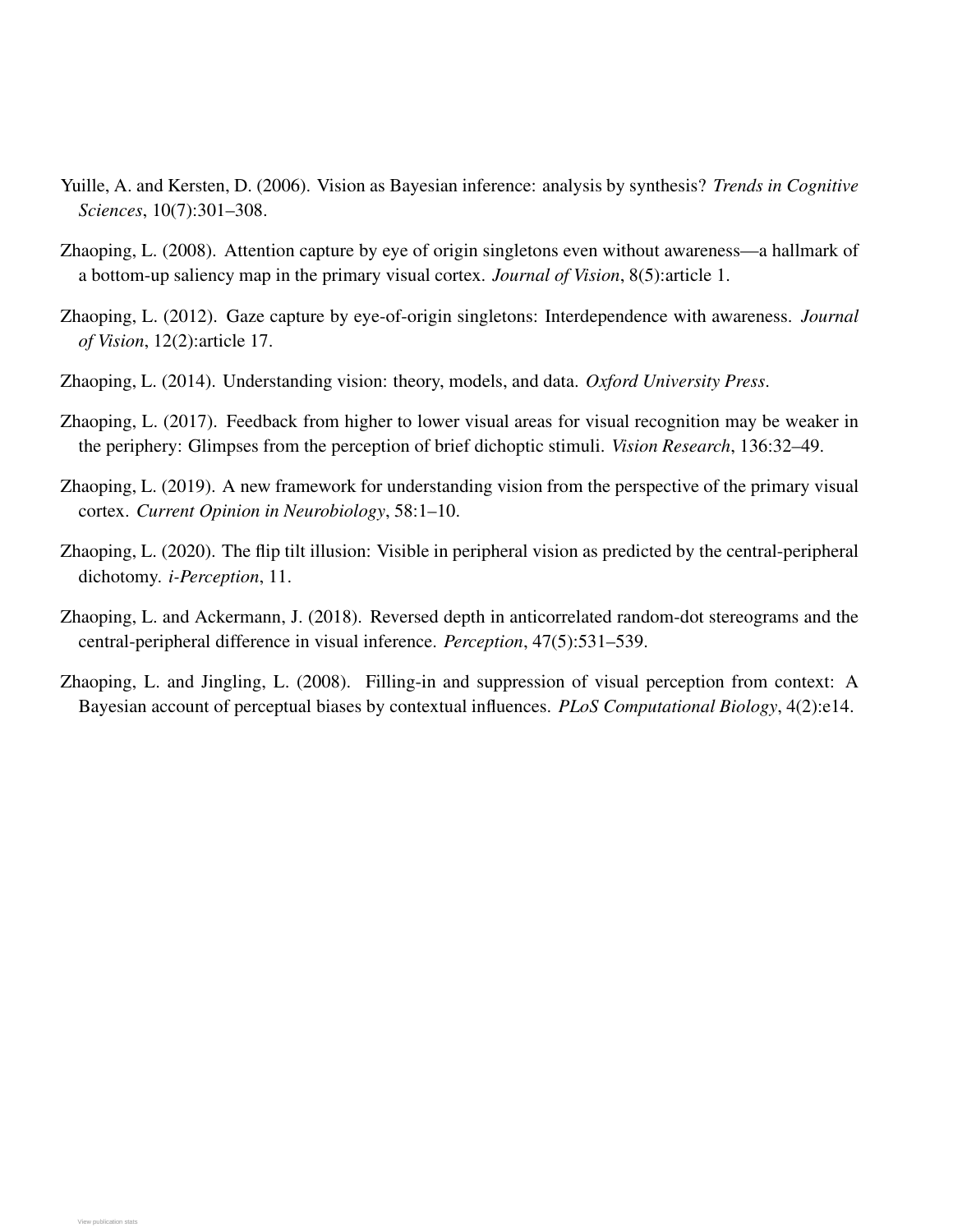Yuille, A. and Kersten, D. (2006). Vision as Bayesian inference: analysis by synthesis? *Trends in Cognitive Sciences*, 10(7):301–308.

Zhaoping, L. (2008). Attention capture by eye of origin singletons even without awareness—a hallmark of a bottom-up saliency map in the primary visual cortex. *Journal of Vision*, 8(5):article 1.

Zhaoping, L. (2012). Gaze capture by eye-of-origin singletons: Interdependence with awareness. *Journal of Vision*, 12(2):article 17.

Zhaoping, L. (2014). Understanding vision: theory, models, and data. *Oxford University Press*.

Zhaoping, L. (2017). Feedback from higher to lower visual areas for visual recognition may be weaker in the periphery: Glimpses from the perception of brief dichoptic stimuli. *Vision Research*, 136:32–49.

Zhaoping, L. (2019). A new framework for understanding vision from the perspective of the primary visual cortex. *Current Opinion in Neurobiology*, 58:1–10.

Zhaoping, L. (2020). The flip tilt illusion: Visible in peripheral vision as predicted by the central-peripheral dichotomy. *i-Perception*, 11.

Zhaoping, L. and Ackermann, J. (2018). Reversed depth in anticorrelated random-dot stereograms and the central-peripheral difference in visual inference. *Perception*, 47(5):531–539.

Zhaoping, L. and Jingling, L. (2008). Filling-in and suppression of visual perception from context: A Bayesian account of perceptual biases by contextual influences. *PLoS Computational Biology*, 4(2):e14.